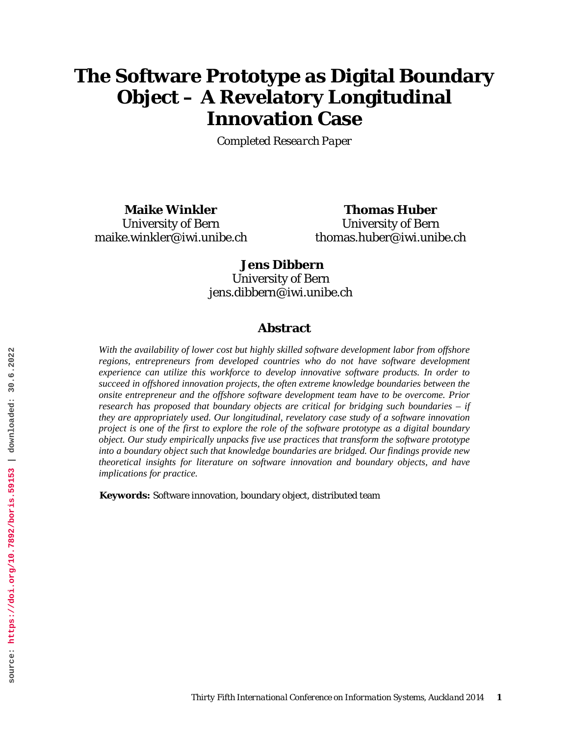# The Software Prototype as Digital Boundary Object – A Revelatory Longitudinal Innovation Case

*Completed Research Paper*

**Maike Winkler**
University of Bern
maike.winkler@iwi.unibe.ch

**Thomas Huber**
University of Bern
thomas.huber@iwi.unibe.ch

**Jens Dibbern**
University of Bern
jens.dibbern@iwi.unibe.ch

## Abstract

*With the availability of lower cost but highly skilled software development labor from offshore regions, entrepreneurs from developed countries who do not have software development experience can utilize this workforce to develop innovative software products. In order to succeed in offshored innovation projects, the often extreme knowledge boundaries between the onsite entrepreneur and the offshore software development team have to be overcome. Prior research has proposed that boundary objects are critical for bridging such boundaries – if they are appropriately used. Our longitudinal, revelatory case study of a software innovation project is one of the first to explore the role of the software prototype as a digital boundary object. Our study empirically unpacks five use practices that transform the software prototype into a boundary object such that knowledge boundaries are bridged. Our findings provide new theoretical insights for literature on software innovation and boundary objects, and have implications for practice.*

**Keywords:** Software innovation, boundary object, distributed team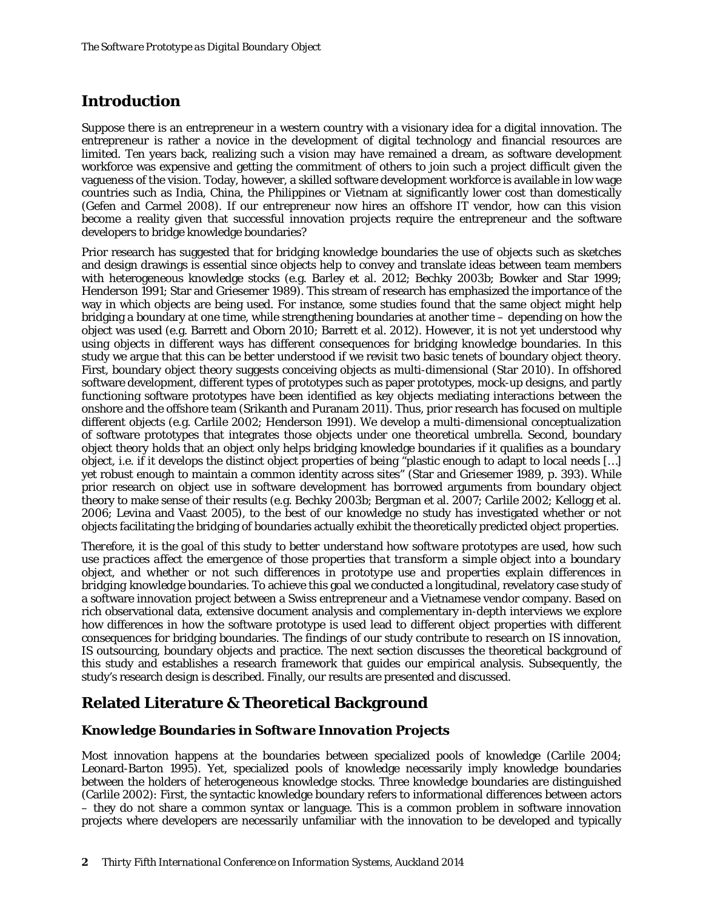## Introduction

Suppose there is an entrepreneur in a western country with a visionary idea for a digital innovation. The entrepreneur is rather a novice in the development of digital technology and financial resources are limited. Ten years back, realizing such a vision may have remained a dream, as software development workforce was expensive and getting the commitment of others to join such a project difficult given the vagueness of the vision. Today, however, a skilled software development workforce is available in low wage countries such as India, China, the Philippines or Vietnam at significantly lower cost than domestically (Gefen and Carmel 2008). If our entrepreneur now hires an offshore IT vendor, how can this vision become a reality given that successful innovation projects require the entrepreneur and the software developers to bridge knowledge boundaries?

Prior research has suggested that for bridging knowledge boundaries the use of objects such as sketches and design drawings is essential since objects help to convey and translate ideas between team members with heterogeneous knowledge stocks (e.g. Barley et al. 2012; Bechky 2003b; Bowker and Star 1999; Henderson 1991; Star and Griesemer 1989). This stream of research has emphasized the importance of the way in which objects are being used. For instance, some studies found that the same object might help bridging a boundary at one time, while strengthening boundaries at another time – depending on how the object was used (e.g. Barrett and Oborn 2010; Barrett et al. 2012). However, it is not yet understood why using objects in different ways has different consequences for bridging knowledge boundaries. In this study we argue that this can be better understood if we revisit two basic tenets of boundary object theory. First, boundary object theory suggests conceiving objects as multi-dimensional (Star 2010). In offshored software development, different types of prototypes such as paper prototypes, mock-up designs, and partly functioning software prototypes have been identified as key objects mediating interactions between the onshore and the offshore team (Srikanth and Puranam 2011). Thus, prior research has focused on multiple different objects (e.g. Carlile 2002; Henderson 1991). We develop a multi-dimensional conceptualization of software prototypes that integrates those objects under one theoretical umbrella. Second, boundary object theory holds that an object only helps bridging knowledge boundaries if it qualifies as a *boundary object*, i.e. if it develops the distinct object properties of being "plastic enough to adapt to local needs […] yet robust enough to maintain a common identity across sites" (Star and Griesemer 1989, p. 393). While prior research on object use in software development has borrowed arguments from boundary object theory to make sense of their results (e.g. Bechky 2003b; Bergman et al. 2007; Carlile 2002; Kellogg et al. 2006; Levina and Vaast 2005), to the best of our knowledge no study has investigated whether or not objects facilitating the bridging of boundaries actually exhibit the theoretically predicted object properties.

*Therefore, it is the goal of this study to better understand how software prototypes are used, how such use practices affect the emergence of those properties that transform a simple object into a boundary object, and whether or not such differences in prototype use and properties explain differences in bridging knowledge boundaries.* To achieve this goal we conducted a longitudinal, revelatory case study of a software innovation project between a Swiss entrepreneur and a Vietnamese vendor company. Based on rich observational data, extensive document analysis and complementary in-depth interviews we explore how differences in how the software prototype is used lead to different object properties with different consequences for bridging boundaries. The findings of our study contribute to research on IS innovation, IS outsourcing, boundary objects and practice. The next section discusses the theoretical background of this study and establishes a research framework that guides our empirical analysis. Subsequently, the study's research design is described. Finally, our results are presented and discussed.

## Related Literature & Theoretical Background

### Knowledge Boundaries in Software Innovation Projects

Most innovation happens at the boundaries between specialized pools of knowledge (Carlile 2004; Leonard-Barton 1995). Yet, specialized pools of knowledge necessarily imply knowledge boundaries between the holders of heterogeneous knowledge stocks. Three knowledge boundaries are distinguished (Carlile 2002): First, the syntactic knowledge boundary refers to informational differences between actors – they do not share a common syntax or language. This is a common problem in software innovation projects where developers are necessarily unfamiliar with the innovation to be developed and typically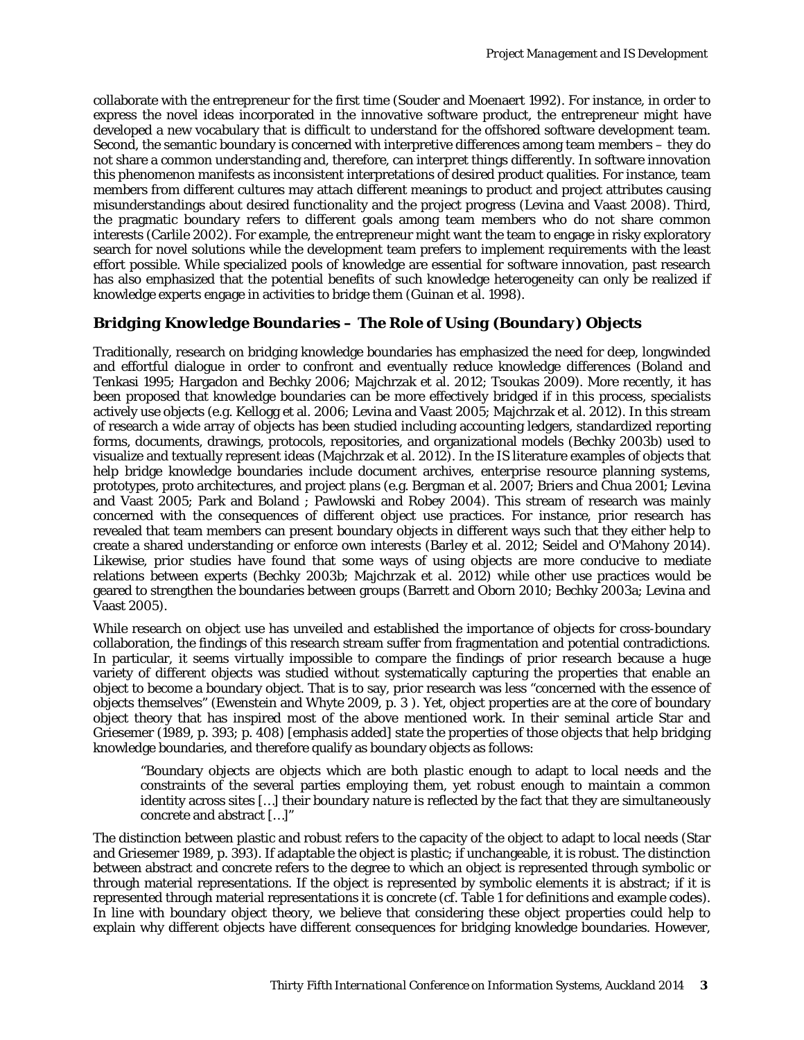collaborate with the entrepreneur for the first time (Souder and Moenaert 1992). For instance, in order to express the novel ideas incorporated in the innovative software product, the entrepreneur might have developed a new vocabulary that is difficult to understand for the offshored software development team. Second, the semantic boundary is concerned with interpretive differences among team members – they do not share a common understanding and, therefore, can interpret things differently. In software innovation this phenomenon manifests as inconsistent interpretations of desired product qualities. For instance, team members from different cultures may attach different meanings to product and project attributes causing misunderstandings about desired functionality and the project progress (Levina and Vaast 2008). Third, the pragmatic boundary refers to different goals among team members who do not share common interests (Carlile 2002). For example, the entrepreneur might want the team to engage in risky exploratory search for novel solutions while the development team prefers to implement requirements with the least effort possible. While specialized pools of knowledge are essential for software innovation, past research has also emphasized that the potential benefits of such knowledge heterogeneity can only be realized if knowledge experts engage in activities to bridge them (Guinan et al. 1998).

## Bridging Knowledge Boundaries – The Role of Using (Boundary) Objects

Traditionally, research on bridging knowledge boundaries has emphasized the need for deep, longwinded and effortful dialogue in order to confront and eventually reduce knowledge differences (Boland and Tenkasi 1995; Hargadon and Bechky 2006; Majchrzak et al. 2012; Tsoukas 2009). More recently, it has been proposed that knowledge boundaries can be more effectively bridged if in this process, specialists actively use objects (e.g. Kellogg et al. 2006; Levina and Vaast 2005; Majchrzak et al. 2012). In this stream of research a wide array of objects has been studied including accounting ledgers, standardized reporting forms, documents, drawings, protocols, repositories, and organizational models (Bechky 2003b) used to visualize and textually represent ideas (Majchrzak et al. 2012). In the IS literature examples of objects that help bridge knowledge boundaries include document archives, enterprise resource planning systems, prototypes, proto architectures, and project plans (e.g. Bergman et al. 2007; Briers and Chua 2001; Levina and Vaast 2005; Park and Boland ; Pawlowski and Robey 2004). This stream of research was mainly concerned with the consequences of different object use practices. For instance, prior research has revealed that team members can present boundary objects in different ways such that they either help to create a shared understanding or enforce own interests (Barley et al. 2012; Seidel and O'Mahony 2014). Likewise, prior studies have found that some ways of using objects are more conducive to mediate relations between experts (Bechky 2003b; Majchrzak et al. 2012) while other use practices would be geared to strengthen the boundaries between groups (Barrett and Oborn 2010; Bechky 2003a; Levina and Vaast 2005).

While research on object use has unveiled and established the importance of objects for cross-boundary collaboration, the findings of this research stream suffer from fragmentation and potential contradictions. In particular, it seems virtually impossible to compare the findings of prior research because a huge variety of different objects was studied without systematically capturing the properties that enable an object to become a boundary object. That is to say, prior research was less "concerned with the essence of objects themselves" (Ewenstein and Whyte 2009, p. 3 ). Yet, object properties are at the core of boundary object theory that has inspired most of the above mentioned work. In their seminal article Star and Griesemer (1989, p. 393; p. 408) [emphasis added] state the properties of those objects that help bridging knowledge boundaries, and therefore qualify as boundary objects as follows:

> "Boundary objects are objects which are both *plastic* enough to adapt to local needs and the constraints of the several parties employing them, yet *robust* enough to maintain a common identity across sites […] their boundary nature is reflected by the fact that they are simultaneously *concrete* and *abstract* […]"

The distinction between plastic and robust refers to the capacity of the object to adapt to local needs (Star and Griesemer 1989, p. 393). If adaptable the object is plastic; if unchangeable, it is robust. The distinction between abstract and concrete refers to the degree to which an object is represented through symbolic or through material representations. If the object is represented by symbolic elements it is abstract; if it is represented through material representations it is concrete (cf. Table 1 for definitions and example codes). In line with boundary object theory, we believe that considering these object properties could help to explain why different objects have different consequences for bridging knowledge boundaries. However,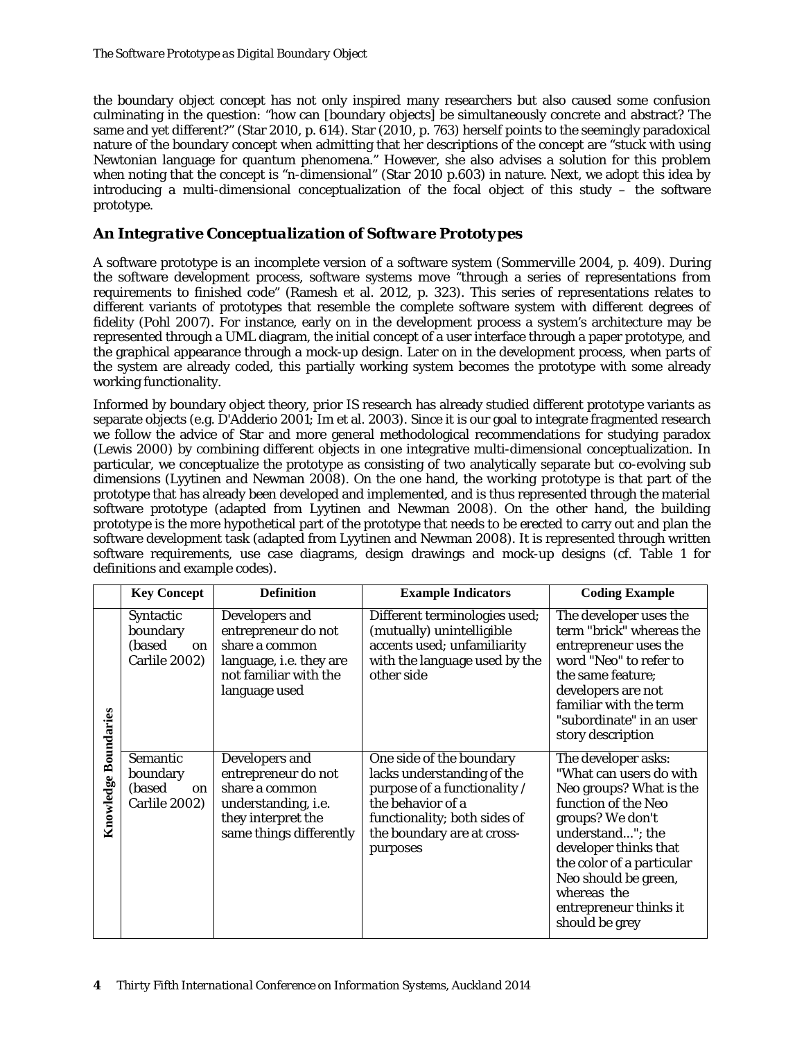the boundary object concept has not only inspired many researchers but also caused some confusion culminating in the question: "how can [boundary objects] be simultaneously concrete and abstract? The same and yet different?" (Star 2010, p. 614). Star (2010, p. 763) herself points to the seemingly paradoxical nature of the boundary concept when admitting that her descriptions of the concept are "stuck with using Newtonian language for quantum phenomena." However, she also advises a solution for this problem when noting that the concept is "n-dimensional" (Star 2010 p.603) in nature. Next, we adopt this idea by introducing a multi-dimensional conceptualization of the focal object of this study – the software prototype.

## *An Integrative Conceptualization of Software Prototypes*

A software prototype is an incomplete version of a software system (Sommerville 2004, p. 409). During the software development process, software systems move "through a series of representations from requirements to finished code" (Ramesh et al. 2012, p. 323). This series of representations relates to different variants of prototypes that resemble the complete software system with different degrees of fidelity (Pohl 2007). For instance, early on in the development process a system's architecture may be represented through a UML diagram, the initial concept of a user interface through a paper prototype, and the graphical appearance through a mock-up design. Later on in the development process, when parts of the system are already coded, this partially working system becomes the prototype with some already working functionality.

Informed by boundary object theory, prior IS research has already studied different prototype variants as separate objects (e.g. D'Adderio 2001; Im et al. 2003). Since it is our goal to integrate fragmented research we follow the advice of Star and more general methodological recommendations for studying paradox (Lewis 2000) by combining different objects in one integrative multi-dimensional conceptualization. In particular, we conceptualize the prototype as consisting of two analytically separate but co-evolving sub dimensions (Lyytinen and Newman 2008). On the one hand, the working prototype is that part of the prototype that has already been developed and implemented, and is thus represented through the material software prototype (adapted from Lyytinen and Newman 2008). On the other hand, the building prototype is the more hypothetical part of the prototype that needs to be erected to carry out and plan the software development task (adapted from Lyytinen and Newman 2008). It is represented through written software requirements, use case diagrams, design drawings and mock-up designs (cf. Table 1 for definitions and example codes).

| | Key Concept | Definition | Example Indicators | Coding Example |
|---|---|---|---|---|
| **Knowledge Boundaries** | Syntactic boundary (based on Carlile 2002) | Developers and entrepreneur do not share a common language, i.e. they are not familiar with the language used | Different terminologies used; (mutually) unintelligible accents used; unfamiliarity with the language used by the other side | The developer uses the term "brick" whereas the entrepreneur uses the word "Neo" to refer to the same feature; developers are not familiar with the term "subordinate" in an user story description |
| | Semantic boundary (based on Carlile 2002) | Developers and entrepreneur do not share a common understanding, i.e. they interpret the same things differently | One side of the boundary lacks understanding of the purpose of a functionality / the behavior of a functionality; both sides of the boundary are at cross-purposes | The developer asks: "What can users do with Neo groups? What is the function of the Neo groups? We don't understand..."; the developer thinks that the color of a particular Neo should be green, whereas the entrepreneur thinks it should be grey |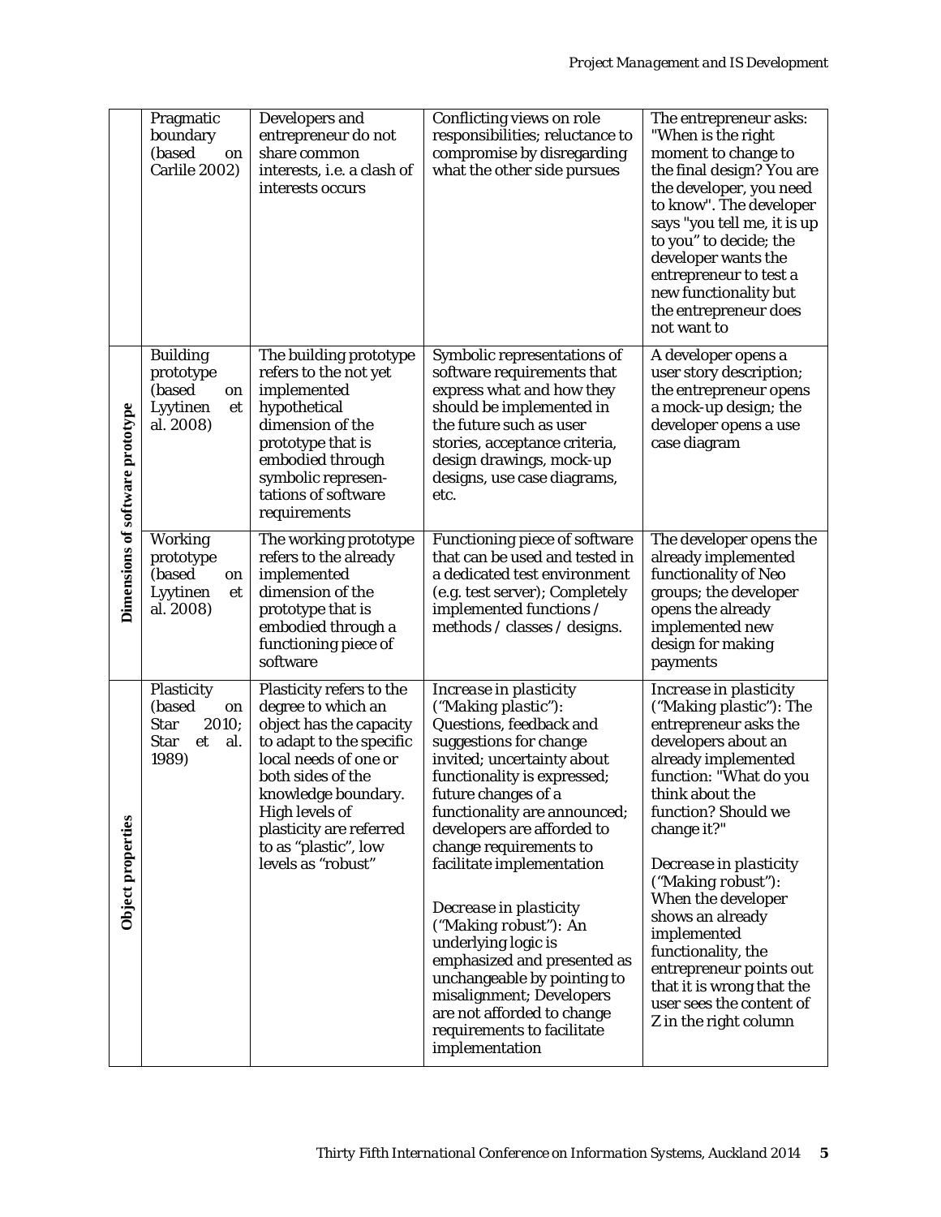| | | | | |
|---|---|---|---|---|
| | Pragmatic boundary (based on Carlile 2002) | Developers and entrepreneur do not share common interests, i.e. a clash of interests occurs | Conflicting views on role responsibilities; reluctance to compromise by disregarding what the other side pursues | The entrepreneur asks: "When is the right moment to change to the final design? You are the developer, you need to know". The developer says "you tell me, it is up to you" to decide; the developer wants the entrepreneur to test a new functionality but the entrepreneur does not want to |
| **Dimensions of software prototype** | Building prototype (based on Lyytinen et al. 2008) | The building prototype refers to the not yet implemented hypothetical dimension of the prototype that is embodied through symbolic representations of software requirements | Symbolic representations of software requirements that express what and how they should be implemented in the future such as user stories, acceptance criteria, design drawings, mock-up designs, use case diagrams, etc. | A developer opens a user story description; the entrepreneur opens a mock-up design; the developer opens a use case diagram |
| | Working prototype (based on Lyytinen et al. 2008) | The working prototype refers to the already implemented dimension of the prototype that is embodied through a functioning piece of software | Functioning piece of software that can be used and tested in a dedicated test environment (e.g. test server); Completely implemented functions / methods / classes / designs. | The developer opens the already implemented functionality of Neo groups; the developer opens the already implemented new design for making payments |
| **Object properties** | Plasticity (based on Star 2010; Star et al. 1989) | Plasticity refers to the degree to which an object has the capacity to adapt to the specific local needs of one or both sides of the knowledge boundary. High levels of plasticity are referred to as "plastic", low levels as "robust" | *Increase in plasticity ("Making plastic"):* Questions, feedback and suggestions for change invited; uncertainty about functionality is expressed; future changes of a functionality are announced; developers are afforded to change requirements to facilitate implementation<br><br>*Decrease in plasticity ("Making robust"):* An underlying logic is emphasized and presented as unchangeable by pointing to misalignment; Developers are not afforded to change requirements to facilitate implementation | *Increase in plasticity ("Making plastic"):* The entrepreneur asks the developers about an already implemented function: "What do you think about the function? Should we change it?"<br><br>*Decrease in plasticity ("Making robust"):* When the developer shows an already implemented functionality, the entrepreneur points out that it is wrong that the user sees the content of Z in the right column |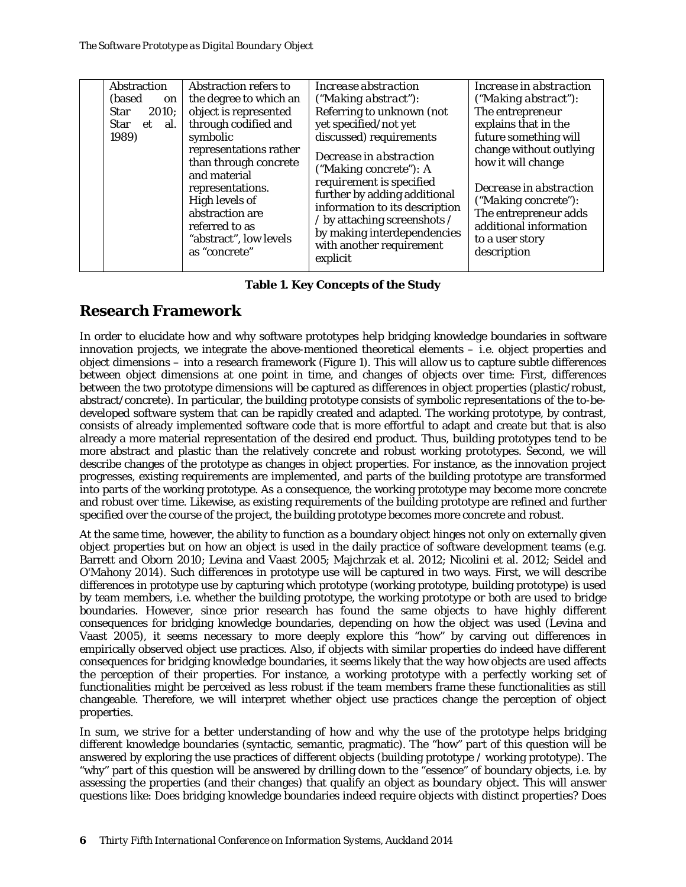| | Abstraction (based on Star 2010; Star et al. 1989) | Abstraction refers to the degree to which an object is represented through codified and symbolic representations rather than through concrete and material representations. High levels of abstraction are referred to as "abstract", low levels as "concrete" | *Increase abstraction ("Making abstract"):* Referring to unknown (not yet specified/not yet discussed) requirements<br><br>*Decrease in abstraction ("Making concrete"):* A requirement is specified further by adding additional information to its description / by attaching screenshots / by making interdependencies with another requirement explicit | *Increase in abstraction ("Making abstract"):* The entrepreneur explains that in the future something will change without outlying how it will change<br><br>*Decrease in abstraction ("Making concrete"):* The entrepreneur adds additional information to a user story description |
|---|---|---|---|---|

**Table 1. Key Concepts of the Study**

## Research Framework

In order to elucidate how and why software prototypes help bridging knowledge boundaries in software innovation projects, we integrate the above-mentioned theoretical elements – i.e. object properties and object dimensions – into a research framework (Figure 1). This will allow us to capture subtle differences between object dimensions at one point in time, and changes of objects over time: First, differences between the two prototype dimensions will be captured as differences in object properties (plastic/robust, abstract/concrete). In particular, the building prototype consists of symbolic representations of the to-be-developed software system that can be rapidly created and adapted. The working prototype, by contrast, consists of already implemented software code that is more effortful to adapt and create but that is also already a more material representation of the desired end product. Thus, building prototypes tend to be more abstract and plastic than the relatively concrete and robust working prototypes. Second, we will describe changes of the prototype as changes in object properties. For instance, as the innovation project progresses, existing requirements are implemented, and parts of the building prototype are transformed into parts of the working prototype. As a consequence, the working prototype may become more concrete and robust over time. Likewise, as existing requirements of the building prototype are refined and further specified over the course of the project, the building prototype becomes more concrete and robust.

At the same time, however, the ability to function as a boundary object hinges not only on externally given object properties but on how an object is used in the daily practice of software development teams (e.g. Barrett and Oborn 2010; Levina and Vaast 2005; Majchrzak et al. 2012; Nicolini et al. 2012; Seidel and O'Mahony 2014). Such differences in prototype use will be captured in two ways. First, we will describe differences in prototype use by capturing which prototype (working prototype, building prototype) is used by team members, i.e. whether the building prototype, the working prototype or both are used to bridge boundaries. However, since prior research has found the same objects to have highly different consequences for bridging knowledge boundaries, depending on how the object was used (Levina and Vaast 2005), it seems necessary to more deeply explore this "how" by carving out differences in empirically observed object use practices. Also, if objects with similar properties do indeed have different consequences for bridging knowledge boundaries, it seems likely that the way how objects are used affects the perception of their properties. For instance, a working prototype with a perfectly working set of functionalities might be perceived as less robust if the team members frame these functionalities as still changeable. Therefore, we will interpret whether object use practices change the perception of object properties.

In sum, we strive for a better understanding of how and why the use of the prototype helps bridging different knowledge boundaries (syntactic, semantic, pragmatic). The "how" part of this question will be answered by exploring the use practices of different objects (building prototype / working prototype). The "why" part of this question will be answered by drilling down to the "essence" of boundary objects, i.e. by assessing the properties (and their changes) that qualify an object as *boundary object*. This will answer questions like: Does bridging knowledge boundaries indeed require objects with distinct properties? Does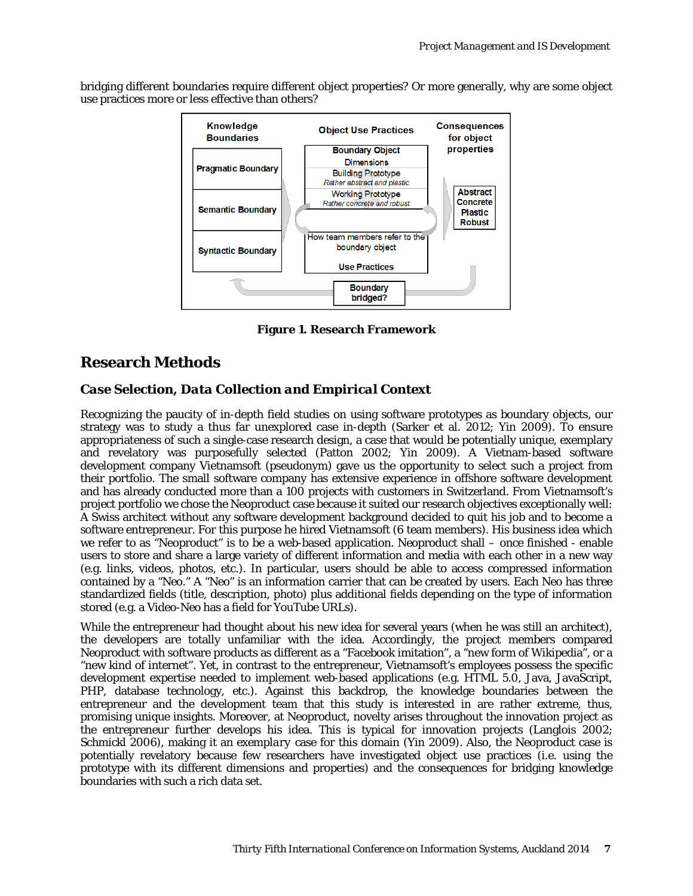bridging different boundaries require different object properties? Or more generally, why are some object use practices more or less effective than others?

**Figure 1. Research Framework**

## Research Methods

### *Case Selection, Data Collection and Empirical Context*

Recognizing the paucity of in-depth field studies on using software prototypes as boundary objects, our strategy was to study a thus far unexplored case in-depth (Sarker et al. 2012; Yin 2009). To ensure appropriateness of such a single-case research design, a case that would be potentially unique, exemplary and revelatory was purposefully selected (Patton 2002; Yin 2009). A Vietnam-based software development company Vietnamsoft (pseudonym) gave us the opportunity to select such a project from their portfolio. The small software company has extensive experience in offshore software development and has already conducted more than a 100 projects with customers in Switzerland. From Vietnamsoft's project portfolio we chose the Neoproduct case because it suited our research objectives exceptionally well: A Swiss architect without any software development background decided to quit his job and to become a software entrepreneur. For this purpose he hired Vietnamsoft (6 team members). His business idea which we refer to as "Neoproduct" is to be a web-based application. Neoproduct shall – once finished - enable users to store and share a large variety of different information and media with each other in a new way (e.g. links, videos, photos, etc.). In particular, users should be able to access compressed information contained by a "Neo." A "Neo" is an information carrier that can be created by users. Each Neo has three standardized fields (title, description, photo) plus additional fields depending on the type of information stored (e.g. a Video-Neo has a field for YouTube URLs).

While the entrepreneur had thought about his new idea for several years (when he was still an architect), the developers are totally unfamiliar with the idea. Accordingly, the project members compared Neoproduct with software products as different as a "Facebook imitation", a "new form of Wikipedia", or a "new kind of internet". Yet, in contrast to the entrepreneur, Vietnamsoft's employees possess the specific development expertise needed to implement web-based applications (e.g. HTML 5.0, Java, JavaScript, PHP, database technology, etc.). Against this backdrop, the knowledge boundaries between the entrepreneur and the development team that this study is interested in are rather extreme, thus, promising unique insights. Moreover, at Neoproduct, novelty arises throughout the innovation project as the entrepreneur further develops his idea. This is typical for innovation projects (Langlois 2002; Schmickl 2006), making it an exemplary case for this domain (Yin 2009). Also, the Neoproduct case is potentially revelatory because few researchers have investigated object use practices (i.e. using the prototype with its different dimensions and properties) and the consequences for bridging knowledge boundaries with such a rich data set.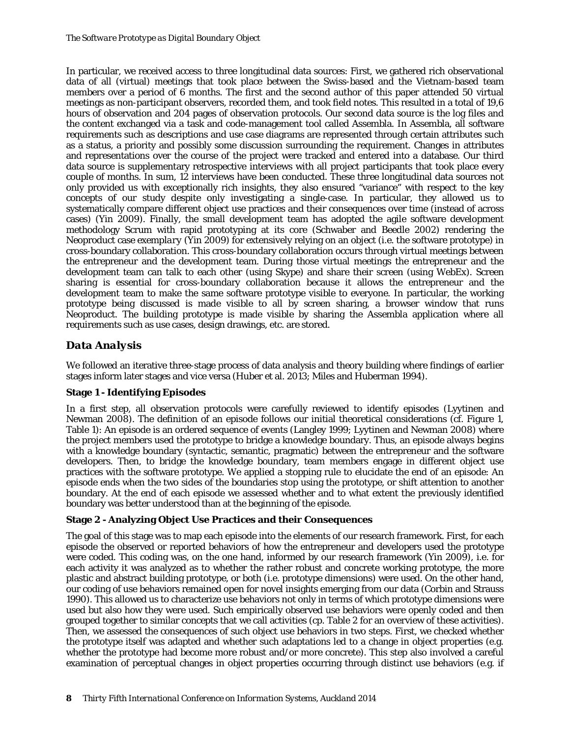In particular, we received access to three longitudinal data sources: First, we gathered rich observational data of all (virtual) meetings that took place between the Swiss-based and the Vietnam-based team members over a period of 6 months. The first and the second author of this paper attended 50 virtual meetings as non-participant observers, recorded them, and took field notes. This resulted in a total of 19,6 hours of observation and 204 pages of observation protocols. Our second data source is the log files and the content exchanged via a task and code-management tool called Assembla. In Assembla, all software requirements such as descriptions and use case diagrams are represented through certain attributes such as a status, a priority and possibly some discussion surrounding the requirement. Changes in attributes and representations over the course of the project were tracked and entered into a database. Our third data source is supplementary retrospective interviews with all project participants that took place every couple of months. In sum, 12 interviews have been conducted. These three longitudinal data sources not only provided us with exceptionally rich insights, they also ensured "variance" with respect to the key concepts of our study despite only investigating a single-case. In particular, they allowed us to systematically compare different object use practices and their consequences over time (instead of across cases) (Yin 2009). Finally, the small development team has adopted the agile software development methodology Scrum with rapid prototyping at its core (Schwaber and Beedle 2002) rendering the Neoproduct case *exemplary* (Yin 2009) for extensively relying on an object (i.e. the software prototype) in cross-boundary collaboration. This cross-boundary collaboration occurs through virtual meetings between the entrepreneur and the development team. During those virtual meetings the entrepreneur and the development team can talk to each other (using Skype) and share their screen (using WebEx). Screen sharing is essential for cross-boundary collaboration because it allows the entrepreneur and the development team to make the same software prototype visible to everyone. In particular, the working prototype being discussed is made visible to all by screen sharing, a browser window that runs Neoproduct. The building prototype is made visible by sharing the Assembla application where all requirements such as use cases, design drawings, etc. are stored.

## Data Analysis

We followed an iterative three-stage process of data analysis and theory building where findings of earlier stages inform later stages and vice versa (Huber et al. 2013; Miles and Huberman 1994).

### Stage 1 - Identifying Episodes

In a first step, all observation protocols were carefully reviewed to identify episodes (Lyytinen and Newman 2008). The definition of an episode follows our initial theoretical considerations (cf. Figure 1, Table 1): An episode is an ordered sequence of events (Langley 1999; Lyytinen and Newman 2008) where the project members used the prototype to bridge a knowledge boundary. Thus, an episode always begins with a knowledge boundary (syntactic, semantic, pragmatic) between the entrepreneur and the software developers. Then, to bridge the knowledge boundary, team members engage in different object use practices with the software prototype. We applied a stopping rule to elucidate the end of an episode: An episode ends when the two sides of the boundaries stop using the prototype, or shift attention to another boundary. At the end of each episode we assessed whether and to what extent the previously identified boundary was better understood than at the beginning of the episode.

### Stage 2 - Analyzing Object Use Practices and their Consequences

The goal of this stage was to map each episode into the elements of our research framework. First, for each episode the observed or reported behaviors of how the entrepreneur and developers used the prototype were coded. This coding was, on the one hand, informed by our research framework (Yin 2009), i.e. for each activity it was analyzed as to whether the rather robust and concrete working prototype, the more plastic and abstract building prototype, or both (i.e. prototype dimensions) were used. On the other hand, our coding of use behaviors remained open for novel insights emerging from our data (Corbin and Strauss 1990). This allowed us to characterize use behaviors not only in terms of which prototype dimensions were used but also how they were used. Such empirically observed use behaviors were openly coded and then grouped together to similar concepts that we call activities (cp. Table 2 for an overview of these activities). Then, we assessed the consequences of such object use behaviors in two steps. First, we checked whether the prototype itself was adapted and whether such adaptations led to a change in object properties (e.g. whether the prototype had become more robust and/or more concrete). This step also involved a careful examination of perceptual changes in object properties occurring through distinct use behaviors (e.g. if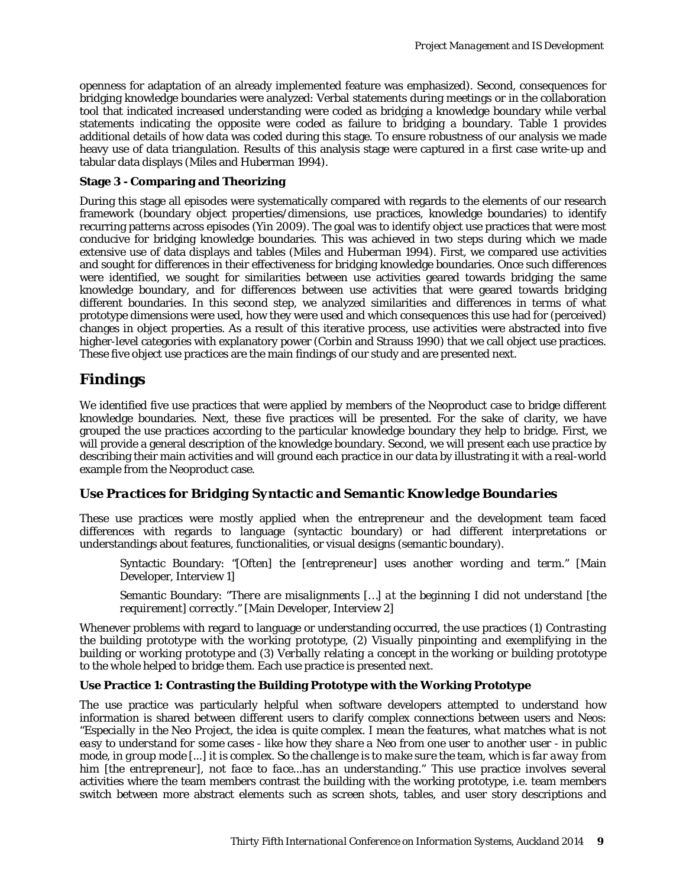openness for adaptation of an already implemented feature was emphasized). Second, consequences for bridging knowledge boundaries were analyzed: Verbal statements during meetings or in the collaboration tool that indicated increased understanding were coded as bridging a knowledge boundary while verbal statements indicating the opposite were coded as failure to bridging a boundary. Table 1 provides additional details of how data was coded during this stage. To ensure robustness of our analysis we made heavy use of data triangulation. Results of this analysis stage were captured in a first case write-up and tabular data displays (Miles and Huberman 1994).

**Stage 3 - Comparing and Theorizing**

During this stage all episodes were systematically compared with regards to the elements of our research framework (boundary object properties/dimensions, use practices, knowledge boundaries) to identify recurring patterns across episodes (Yin 2009). The goal was to identify object use practices that were most conducive for bridging knowledge boundaries. This was achieved in two steps during which we made extensive use of data displays and tables (Miles and Huberman 1994). First, we compared use activities and sought for differences in their effectiveness for bridging knowledge boundaries. Once such differences were identified, we sought for similarities between use activities geared towards bridging the same knowledge boundary, and for differences between use activities that were geared towards bridging different boundaries. In this second step, we analyzed similarities and differences in terms of what prototype dimensions were used, how they were used and which consequences this use had for (perceived) changes in object properties. As a result of this iterative process, use activities were abstracted into five higher-level categories with explanatory power (Corbin and Strauss 1990) that we call object use practices. These five object use practices are the main findings of our study and are presented next.

# Findings

We identified five use practices that were applied by members of the Neoproduct case to bridge different knowledge boundaries. Next, these five practices will be presented. For the sake of clarity, we have grouped the use practices according to the particular knowledge boundary they help to bridge. First, we will provide a general description of the knowledge boundary. Second, we will present each use practice by describing their main activities and will ground each practice in our data by illustrating it with a real-world example from the Neoproduct case.

## Use Practices for Bridging Syntactic and Semantic Knowledge Boundaries

These use practices were mostly applied when the entrepreneur and the development team faced differences with regards to language (syntactic boundary) or had different interpretations or understandings about features, functionalities, or visual designs (semantic boundary).

> Syntactic Boundary: *"[Often] the [entrepreneur] uses another wording and term."* [Main Developer, Interview 1]
>
> Semantic Boundary: *"There are misalignments [...] at the beginning I did not understand [the requirement] correctly."* [Main Developer, Interview 2]

Whenever problems with regard to language or understanding occurred, the use practices (1) *Contrasting the building prototype with the working prototype*, (2) *Visually pinpointing and exemplifying in the building or working prototype* and (3) *Verbally relating a concept in the working or building prototype to the whole* helped to bridge them. Each use practice is presented next.

**Use Practice 1: Contrasting the Building Prototype with the Working Prototype**

The use practice was particularly helpful when software developers attempted to understand how information is shared between different users to clarify complex connections between users and Neos: *"Especially in the Neo Project, the idea is quite complex. I mean the features, what matches what is not easy to understand for some cases - like how they share a Neo from one user to another user - in public mode, in group mode [...] it is complex. So the challenge is to make sure the team, which is far away from him [the entrepreneur], not face to face...has an understanding."* This use practice involves several activities where the team members contrast the building with the working prototype, i.e. team members switch between more abstract elements such as screen shots, tables, and user story descriptions and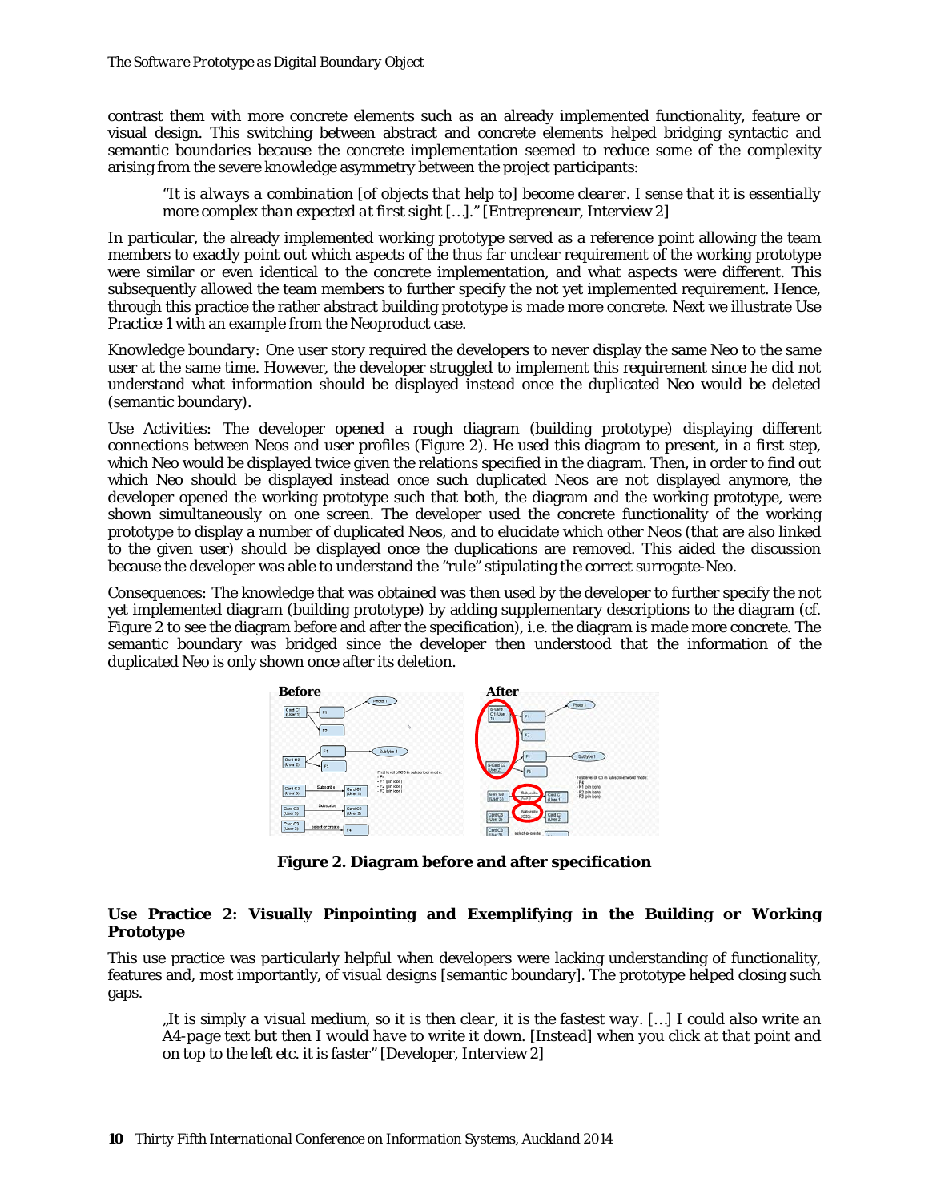contrast them with more concrete elements such as an already implemented functionality, feature or visual design. This switching between abstract and concrete elements helped bridging syntactic and semantic boundaries because the concrete implementation seemed to reduce some of the complexity arising from the severe knowledge asymmetry between the project participants:

> *"It is always a combination [of objects that help to] become clearer. I sense that it is essentially more complex than expected at first sight […]."* [Entrepreneur, Interview 2]

In particular, the already implemented working prototype served as a reference point allowing the team members to exactly point out which aspects of the thus far unclear requirement of the working prototype were similar or even identical to the concrete implementation, and what aspects were different. This subsequently allowed the team members to further specify the not yet implemented requirement. Hence, through this practice the rather abstract building prototype is made more concrete. Next we illustrate Use Practice 1 with an example from the Neoproduct case.

*Knowledge boundary:* One user story required the developers to never display the same Neo to the same user at the same time. However, the developer struggled to implement this requirement since he did not understand what information should be displayed instead once the duplicated Neo would be deleted (semantic boundary).

*Use Activities:* The developer opened a rough diagram (building prototype) displaying different connections between Neos and user profiles (Figure 2). He used this diagram to present, in a first step, which Neo would be displayed twice given the relations specified in the diagram. Then, in order to find out which Neo should be displayed instead once such duplicated Neos are not displayed anymore, the developer opened the working prototype such that both, the diagram and the working prototype, were shown simultaneously on one screen. The developer used the concrete functionality of the working prototype to display a number of duplicated Neos, and to elucidate which other Neos (that are also linked to the given user) should be displayed once the duplications are removed. This aided the discussion because the developer was able to understand the "rule" stipulating the correct surrogate-Neo.

*Consequences:* The knowledge that was obtained was then used by the developer to further specify the not yet implemented diagram (building prototype) by adding supplementary descriptions to the diagram (cf. Figure 2 to see the diagram before and after the specification), i.e. the diagram is made more concrete. The semantic boundary was bridged since the developer then understood that the information of the duplicated Neo is only shown once after its deletion.

**Figure 2. Diagram before and after specification**

### Use Practice 2: Visually Pinpointing and Exemplifying in the Building or Working Prototype

This use practice was particularly helpful when developers were lacking understanding of functionality, features and, most importantly, of visual designs [semantic boundary]. The prototype helped closing such gaps.

> *„It is simply a visual medium, so it is then clear, it is the fastest way. […] I could also write an A4-page text but then I would have to write it down. [Instead] when you click at that point and on top to the left etc. it is faster"* [Developer, Interview 2]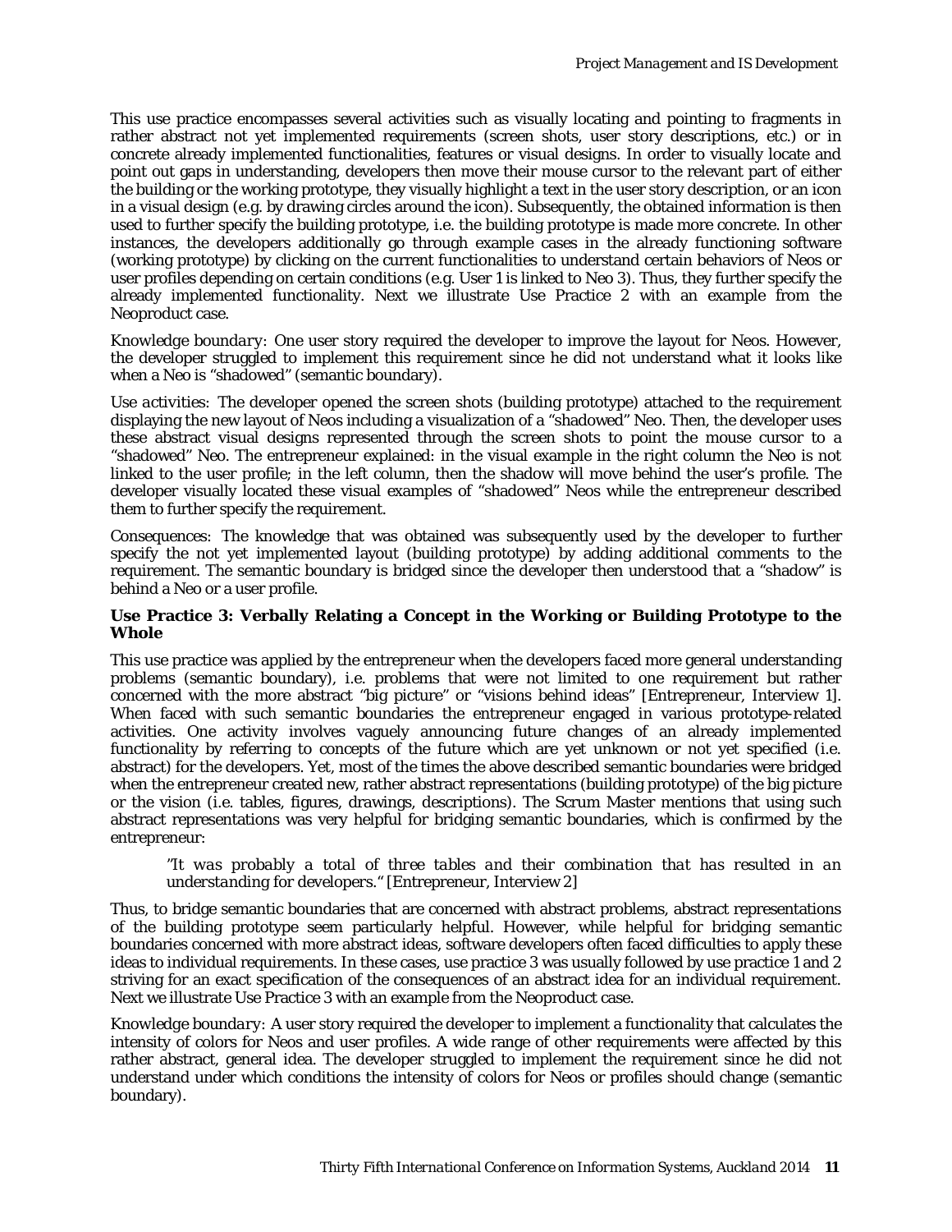This use practice encompasses several activities such as visually locating and pointing to fragments in rather abstract not yet implemented requirements (screen shots, user story descriptions, etc.) or in concrete already implemented functionalities, features or visual designs. In order to visually locate and point out gaps in understanding, developers then move their mouse cursor to the relevant part of either the building or the working prototype, they visually highlight a text in the user story description, or an icon in a visual design (e.g. by drawing circles around the icon). Subsequently, the obtained information is then used to further specify the building prototype, i.e. the building prototype is made more concrete. In other instances, the developers additionally go through example cases in the already functioning software (working prototype) by clicking on the current functionalities to understand certain behaviors of Neos or user profiles depending on certain conditions (e.g. User 1 is linked to Neo 3). Thus, they further specify the already implemented functionality. Next we illustrate Use Practice 2 with an example from the Neoproduct case.

*Knowledge boundary:* One user story required the developer to improve the layout for Neos. However, the developer struggled to implement this requirement since he did not understand what it looks like when a Neo is "shadowed" (semantic boundary).

*Use activities:* The developer opened the screen shots (building prototype) attached to the requirement displaying the new layout of Neos including a visualization of a "shadowed" Neo. Then, the developer uses these abstract visual designs represented through the screen shots to point the mouse cursor to a "shadowed" Neo. The entrepreneur explained: in the visual example in the right column the Neo is not linked to the user profile; in the left column, then the shadow will move behind the user's profile. The developer visually located these visual examples of "shadowed" Neos while the entrepreneur described them to further specify the requirement.

*Consequences:* The knowledge that was obtained was subsequently used by the developer to further specify the not yet implemented layout (building prototype) by adding additional comments to the requirement. The semantic boundary is bridged since the developer then understood that a "shadow" is behind a Neo or a user profile.

#### Use Practice 3: Verbally Relating a Concept in the Working or Building Prototype to the Whole

This use practice was applied by the entrepreneur when the developers faced more general understanding problems (semantic boundary), i.e. problems that were not limited to one requirement but rather concerned with the more abstract "big picture" or "visions behind ideas" [Entrepreneur, Interview 1]. When faced with such semantic boundaries the entrepreneur engaged in various prototype-related activities. One activity involves vaguely announcing future changes of an already implemented functionality by referring to concepts of the future which are yet unknown or not yet specified (i.e. abstract) for the developers. Yet, most of the times the above described semantic boundaries were bridged when the entrepreneur created new, rather abstract representations (building prototype) of the big picture or the vision (i.e. tables, figures, drawings, descriptions). The Scrum Master mentions that using such abstract representations was very helpful for bridging semantic boundaries, which is confirmed by the entrepreneur:

> *"It was probably a total of three tables and their combination that has resulted in an understanding for developers."* [Entrepreneur, Interview 2]

Thus, to bridge semantic boundaries that are concerned with abstract problems, abstract representations of the building prototype seem particularly helpful. However, while helpful for bridging semantic boundaries concerned with more abstract ideas, software developers often faced difficulties to apply these ideas to individual requirements. In these cases, use practice 3 was usually followed by use practice 1 and 2 striving for an exact specification of the consequences of an abstract idea for an individual requirement. Next we illustrate Use Practice 3 with an example from the Neoproduct case.

*Knowledge boundary:* A user story required the developer to implement a functionality that calculates the intensity of colors for Neos and user profiles. A wide range of other requirements were affected by this rather abstract, general idea. The developer struggled to implement the requirement since he did not understand under which conditions the intensity of colors for Neos or profiles should change (semantic boundary).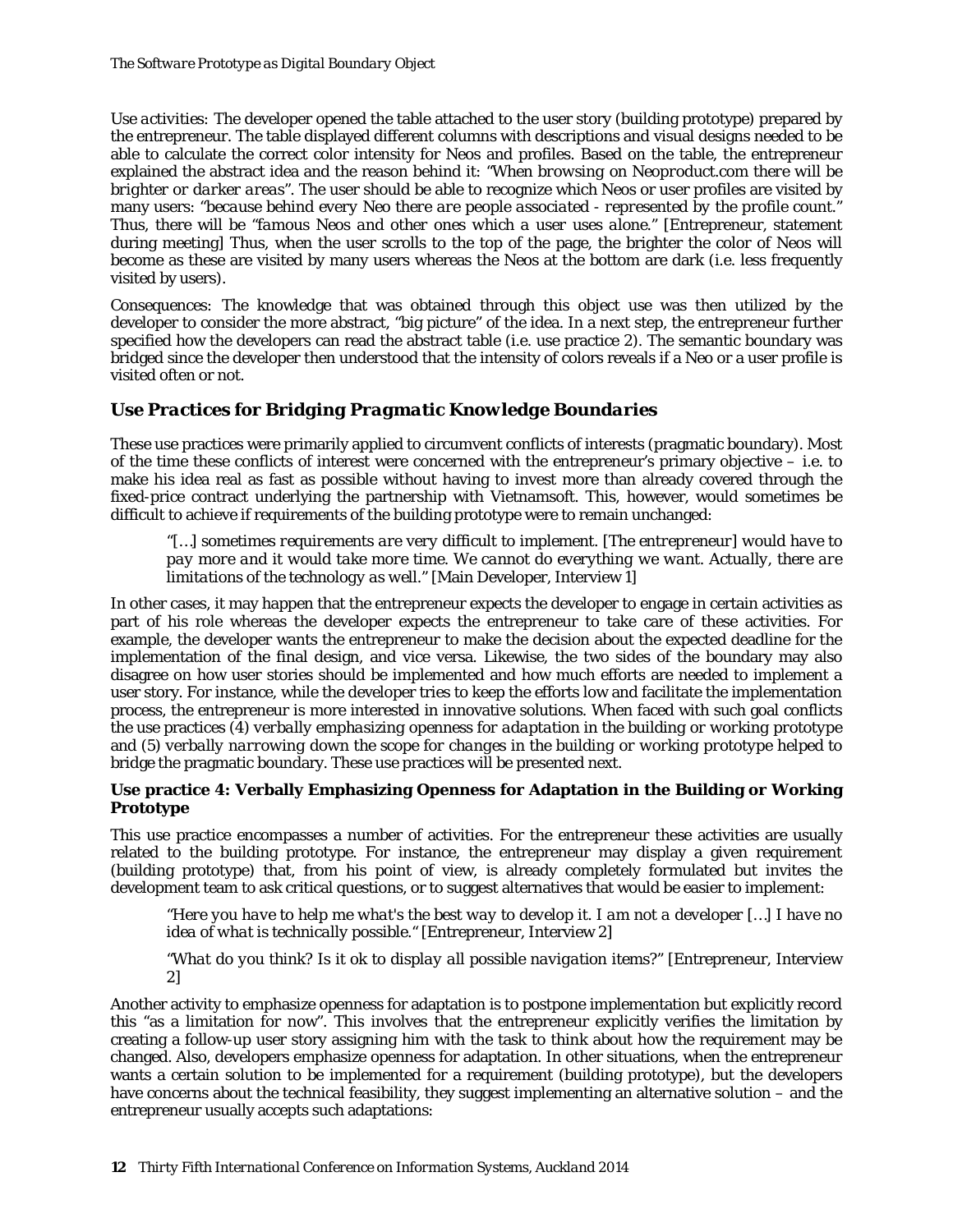*Use activities*: The developer opened the table attached to the user story (building prototype) prepared by the entrepreneur. The table displayed different columns with descriptions and visual designs needed to be able to calculate the correct color intensity for Neos and profiles. Based on the table, the entrepreneur explained the abstract idea and the reason behind it: *"When browsing on Neoproduct.com there will be brighter or darker areas"*. The user should be able to recognize which Neos or user profiles are visited by many users: *"because behind every Neo there are people associated - represented by the profile count."* Thus, there will be *"famous Neos and other ones which a user uses alone."* [Entrepreneur, statement during meeting] Thus, when the user scrolls to the top of the page, the brighter the color of Neos will become as these are visited by many users whereas the Neos at the bottom are dark (i.e. less frequently visited by users).

*Consequences*: The knowledge that was obtained through this object use was then utilized by the developer to consider the more abstract, "big picture" of the idea. In a next step, the entrepreneur further specified how the developers can read the abstract table (i.e. use practice 2). The semantic boundary was bridged since the developer then understood that the intensity of colors reveals if a Neo or a user profile is visited often or not.

## Use Practices for Bridging Pragmatic Knowledge Boundaries

These use practices were primarily applied to circumvent conflicts of interests (pragmatic boundary). Most of the time these conflicts of interest were concerned with the entrepreneur's primary objective – i.e. to make his idea real as fast as possible without having to invest more than already covered through the fixed-price contract underlying the partnership with Vietnamsoft. This, however, would sometimes be difficult to achieve if requirements of the building prototype were to remain unchanged:

> *"[…] sometimes requirements are very difficult to implement. [The entrepreneur] would have to pay more and it would take more time. We cannot do everything we want. Actually, there are limitations of the technology as well."* [Main Developer, Interview 1]

In other cases, it may happen that the entrepreneur expects the developer to engage in certain activities as part of his role whereas the developer expects the entrepreneur to take care of these activities. For example, the developer wants the entrepreneur to make the decision about the expected deadline for the implementation of the final design, and vice versa. Likewise, the two sides of the boundary may also disagree on how user stories should be implemented and how much efforts are needed to implement a user story. For instance, while the developer tries to keep the efforts low and facilitate the implementation process, the entrepreneur is more interested in innovative solutions. When faced with such goal conflicts the use practices *(4) verbally emphasizing openness for adaptation in the building or working prototype* and *(5) verbally narrowing down the scope for changes in the building or working prototype* helped to bridge the pragmatic boundary. These use practices will be presented next.

#### Use practice 4: Verbally Emphasizing Openness for Adaptation in the Building or Working Prototype

This use practice encompasses a number of activities. For the entrepreneur these activities are usually related to the building prototype. For instance, the entrepreneur may display a given requirement (building prototype) that, from his point of view, is already completely formulated but invites the development team to ask critical questions, or to suggest alternatives that would be easier to implement:

> *"Here you have to help me what's the best way to develop it. I am not a developer […] I have no idea of what is technically possible."* [Entrepreneur, Interview 2]
>
> *"What do you think? Is it ok to display all possible navigation items?"* [Entrepreneur, Interview 2]

Another activity to emphasize openness for adaptation is to postpone implementation but explicitly record this "as a limitation for now". This involves that the entrepreneur explicitly verifies the limitation by creating a follow-up user story assigning him with the task to think about how the requirement may be changed. Also, developers emphasize openness for adaptation. In other situations, when the entrepreneur wants a certain solution to be implemented for a requirement (building prototype), but the developers have concerns about the technical feasibility, they suggest implementing an alternative solution – and the entrepreneur usually accepts such adaptations: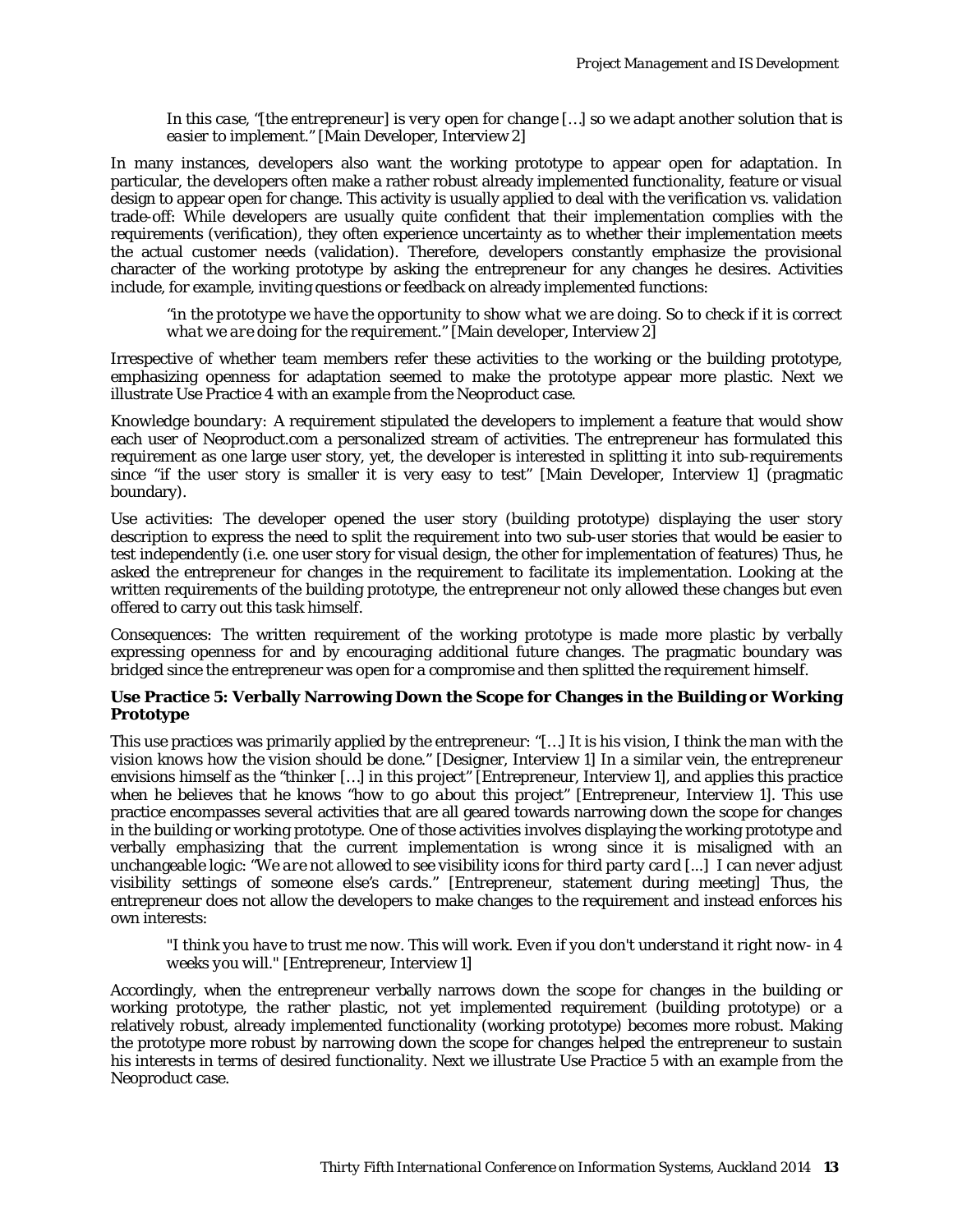*In this case, "[the entrepreneur] is very open for change […] so we adapt another solution that is easier to implement."* [Main Developer, Interview 2]

In many instances, developers also want the working prototype to appear open for adaptation. In particular, the developers often make a rather robust already implemented functionality, feature or visual design to appear open for change. This activity is usually applied to deal with the verification vs. validation trade-off: While developers are usually quite confident that their implementation complies with the requirements (verification), they often experience uncertainty as to whether their implementation meets the actual customer needs (validation). Therefore, developers constantly emphasize the provisional character of the working prototype by asking the entrepreneur for any changes he desires. Activities include, for example, inviting questions or feedback on already implemented functions:

> *"in the prototype we have the opportunity to show what we are doing. So to check if it is correct what we are doing for the requirement."* [Main developer, Interview 2]

Irrespective of whether team members refer these activities to the working or the building prototype, emphasizing openness for adaptation seemed to make the prototype appear more plastic. Next we illustrate Use Practice 4 with an example from the Neoproduct case.

*Knowledge boundary:* A requirement stipulated the developers to implement a feature that would show each user of Neoproduct.com a personalized stream of activities. The entrepreneur has formulated this requirement as one large user story, yet, the developer is interested in splitting it into sub-requirements since "if the user story is smaller it is very easy to test" [Main Developer, Interview 1] (pragmatic boundary).

*Use activities:* The developer opened the user story (building prototype) displaying the user story description to express the need to split the requirement into two sub-user stories that would be easier to test independently (i.e. one user story for visual design, the other for implementation of features) Thus, he asked the entrepreneur for changes in the requirement to facilitate its implementation. Looking at the written requirements of the building prototype, the entrepreneur not only allowed these changes but even offered to carry out this task himself.

*Consequences:* The written requirement of the working prototype is made more plastic by verbally expressing openness for and by encouraging additional future changes. The pragmatic boundary was bridged since the entrepreneur was open for a compromise and then splitted the requirement himself.

**Use Practice 5: Verbally Narrowing Down the Scope for Changes in the Building or Working Prototype**

This use practices was primarily applied by the entrepreneur: "*[…] It is his vision, I think the man with the vision knows how the vision should be done.*" [Designer, Interview 1] In a similar vein, the entrepreneur envisions himself as the "*thinker […] in this project*" [Entrepreneur, Interview 1], and applies this practice when he believes that he knows "*how to go about this project*" [Entrepreneur, Interview 1]. This use practice encompasses several activities that are all geared towards narrowing down the scope for changes in the building or working prototype. One of those activities involves displaying the working prototype and verbally emphasizing that the current implementation is wrong since it is misaligned with an unchangeable logic: "*We are not allowed to see visibility icons for third party card [...] I can never adjust visibility settings of someone else's cards.*" [Entrepreneur, statement during meeting] Thus, the entrepreneur does not allow the developers to make changes to the requirement and instead enforces his own interests:

> *"I think you have to trust me now. This will work. Even if you don't understand it right now- in 4 weeks you will."* [Entrepreneur, Interview 1]

Accordingly, when the entrepreneur verbally narrows down the scope for changes in the building or working prototype, the rather plastic, not yet implemented requirement (building prototype) or a relatively robust, already implemented functionality (working prototype) becomes more robust. Making the prototype more robust by narrowing down the scope for changes helped the entrepreneur to sustain his interests in terms of desired functionality. Next we illustrate Use Practice 5 with an example from the Neoproduct case.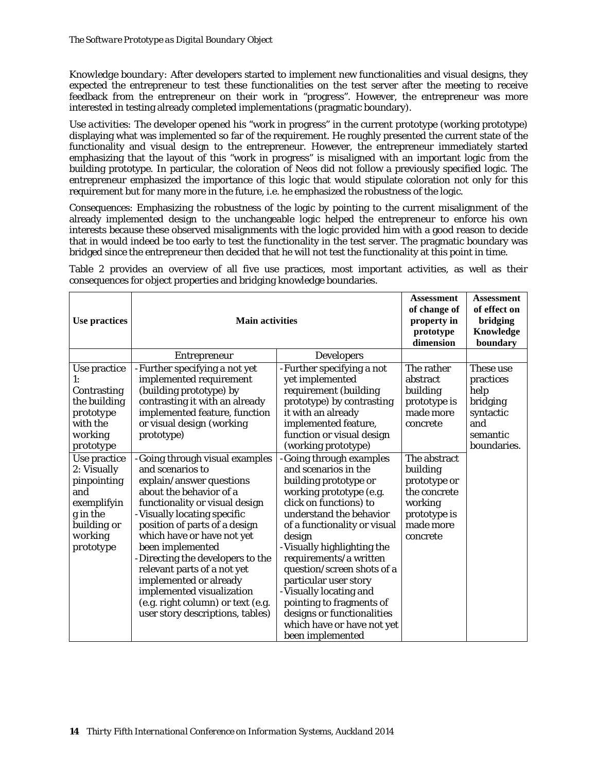*Knowledge boundary:* After developers started to implement new functionalities and visual designs, they expected the entrepreneur to test these functionalities on the test server after the meeting to receive feedback from the entrepreneur on their work in "progress". However, the entrepreneur was more interested in testing already completed implementations (pragmatic boundary).

*Use activities:* The developer opened his "work in progress" in the current prototype (working prototype) displaying what was implemented so far of the requirement. He roughly presented the current state of the functionality and visual design to the entrepreneur. However, the entrepreneur immediately started emphasizing that the layout of this "work in progress" is misaligned with an important logic from the building prototype. In particular, the coloration of Neos did not follow a previously specified logic. The entrepreneur emphasized the importance of this logic that would stipulate coloration not only for this requirement but for many more in the future, i.e. he emphasized the robustness of the logic.

*Consequences:* Emphasizing the robustness of the logic by pointing to the current misalignment of the already implemented design to the unchangeable logic helped the entrepreneur to enforce his own interests because these observed misalignments with the logic provided him with a good reason to decide that in would indeed be too early to test the functionality in the test server. The pragmatic boundary was bridged since the entrepreneur then decided that he will not test the functionality at this point in time.

Table 2 provides an overview of all five use practices, most important activities, as well as their consequences for object properties and bridging knowledge boundaries.

| **Use practices** | **Main activities** | | **Assessment of change of property in prototype dimension** | **Assessment of effect on bridging Knowledge boundary** |
|---|---|---|---|---|
| | Entrepreneur | Developers | | |
| Use practice 1: Contrasting the building prototype with the working prototype | - Further specifying a not yet implemented requirement (building prototype) by contrasting it with an already implemented feature, function or visual design (working prototype) | - Further specifying a not yet implemented requirement (building prototype) by contrasting it with an already implemented feature, function or visual design (working prototype) | The rather abstract building prototype is made more concrete | These use practices help bridging syntactic and semantic boundaries. |
| Use practice 2: Visually pinpointing and exemplifying in the building or working prototype | - Going through visual examples and scenarios to explain/answer questions about the behavior of a functionality or visual design<br>- Visually locating specific position of parts of a design which have or have not yet been implemented<br>- Directing the developers to the relevant parts of a not yet implemented or already implemented visualization (e.g. right column) or text (e.g. user story descriptions, tables) | - Going through examples and scenarios in the building prototype or working prototype (e.g. click on functions) to understand the behavior of a functionality or visual design<br>- Visually highlighting the requirements/a written question/screen shots of a particular user story<br>- Visually locating and pointing to fragments of designs or functionalities which have or have not yet been implemented | The abstract building prototype or the concrete working prototype is made more concrete | |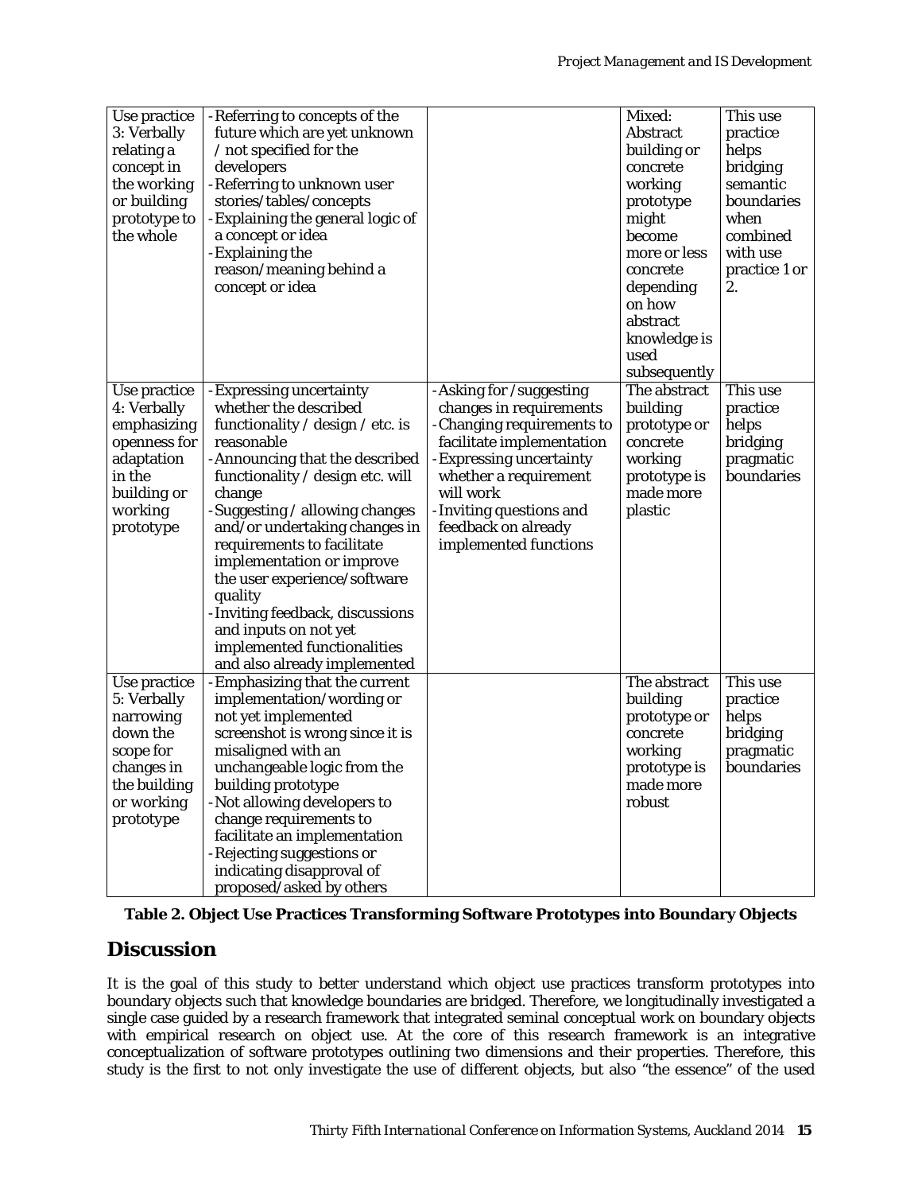| | | | | |
|---|---|---|---|---|
| Use practice 3: Verbally relating a concept in the working or building prototype to the whole | - Referring to concepts of the future which are yet unknown / not specified for the developers<br>- Referring to unknown user stories/tables/concepts<br>- Explaining the general logic of a concept or idea<br>- Explaining the reason/meaning behind a concept or idea | | Mixed: Abstract building or concrete working prototype might become more or less concrete depending on how abstract knowledge is used subsequently | This use practice helps bridging semantic boundaries when combined with use practice 1 or 2. |
| Use practice 4: Verbally emphasizing openness for adaptation in the building or working prototype | - Expressing uncertainty whether the described functionality / design / etc. is reasonable<br>- Announcing that the described functionality / design etc. will change<br>- Suggesting / allowing changes and/or undertaking changes in requirements to facilitate implementation or improve the user experience/software quality<br>- Inviting feedback, discussions and inputs on not yet implemented functionalities and also already implemented | - Asking for /suggesting changes in requirements<br>- Changing requirements to facilitate implementation<br>- Expressing uncertainty whether a requirement will work<br>- Inviting questions and feedback on already implemented functions | The abstract building prototype or concrete working prototype is made more plastic | This use practice helps bridging pragmatic boundaries |
| Use practice 5: Verbally narrowing down the scope for changes in the building or working prototype | - Emphasizing that the current implementation/wording or not yet implemented screenshot is wrong since it is misaligned with an unchangeable logic from the building prototype<br>- Not allowing developers to change requirements to facilitate an implementation<br>- Rejecting suggestions or indicating disapproval of proposed/asked by others | | The abstract building prototype or concrete working prototype is made more robust | This use practice helps bridging pragmatic boundaries |

**Table 2. Object Use Practices Transforming Software Prototypes into Boundary Objects**

## Discussion

It is the goal of this study to better understand which object use practices transform prototypes into boundary objects such that knowledge boundaries are bridged. Therefore, we longitudinally investigated a single case guided by a research framework that integrated seminal conceptual work on boundary objects with empirical research on object use. At the core of this research framework is an integrative conceptualization of software prototypes outlining two dimensions and their properties. Therefore, this study is the first to not only investigate the use of different objects, but also "the essence" of the used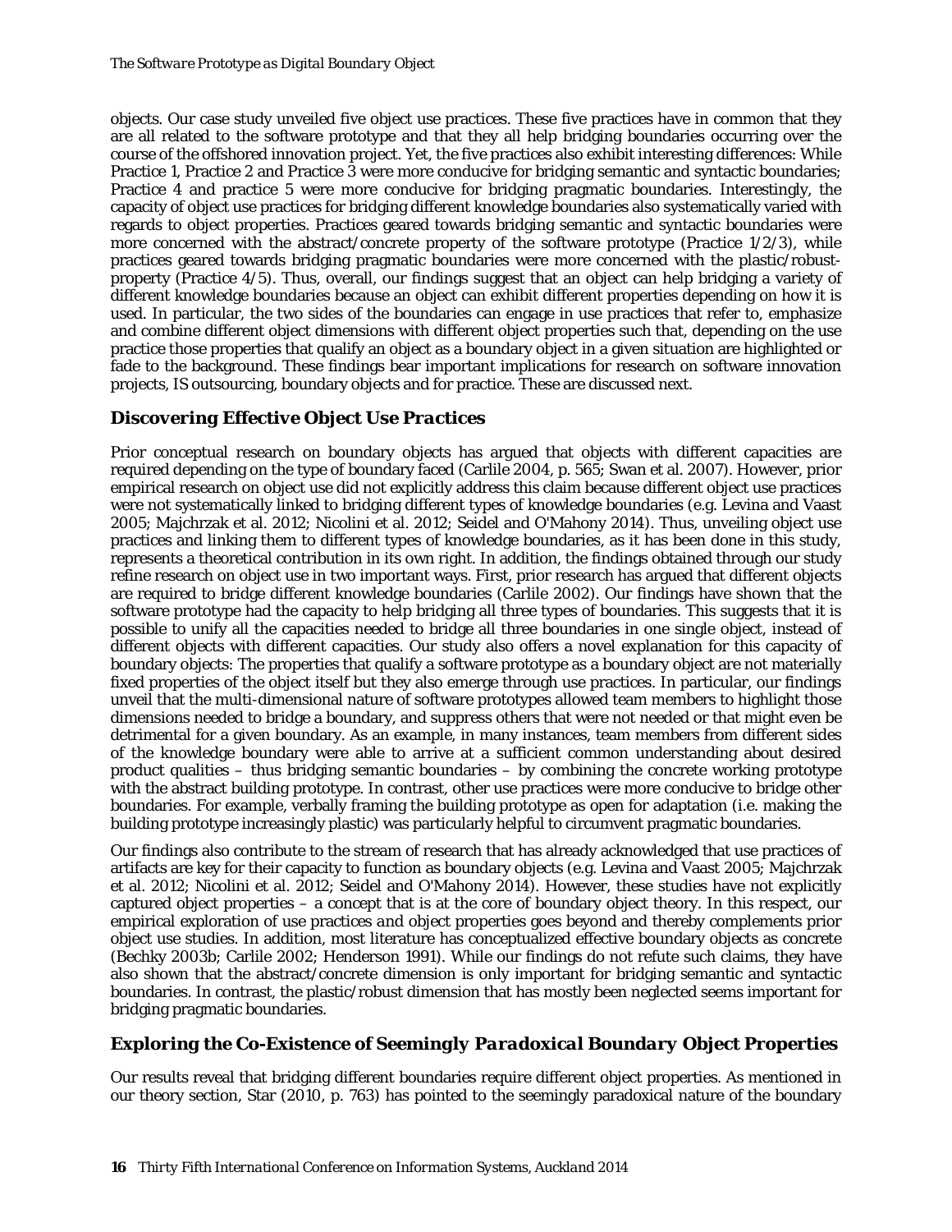objects. Our case study unveiled five object use practices. These five practices have in common that they are all related to the software prototype and that they all help bridging boundaries occurring over the course of the offshored innovation project. Yet, the five practices also exhibit interesting differences: While Practice 1, Practice 2 and Practice 3 were more conducive for bridging semantic and syntactic boundaries; Practice 4 and practice 5 were more conducive for bridging pragmatic boundaries. Interestingly, the capacity of object use practices for bridging different knowledge boundaries also systematically varied with regards to object properties. Practices geared towards bridging semantic and syntactic boundaries were more concerned with the abstract/concrete property of the software prototype (Practice 1/2/3), while practices geared towards bridging pragmatic boundaries were more concerned with the plastic/robust-property (Practice 4/5). Thus, overall, our findings suggest that an object can help bridging a variety of different knowledge boundaries because an object can exhibit different properties depending on how it is used. In particular, the two sides of the boundaries can engage in use practices that refer to, emphasize and combine different object dimensions with different object properties such that, depending on the use practice those properties that qualify an object as a boundary object in a given situation are highlighted or fade to the background. These findings bear important implications for research on software innovation projects, IS outsourcing, boundary objects and for practice. These are discussed next.

### Discovering Effective Object Use Practices

Prior conceptual research on boundary objects has argued that objects with different capacities are required depending on the type of boundary faced (Carlile 2004, p. 565; Swan et al. 2007). However, prior empirical research on object use did not explicitly address this claim because different object use practices were not systematically linked to bridging different types of knowledge boundaries (e.g. Levina and Vaast 2005; Majchrzak et al. 2012; Nicolini et al. 2012; Seidel and O'Mahony 2014). Thus, unveiling object use practices and linking them to different types of knowledge boundaries, as it has been done in this study, represents a theoretical contribution in its own right. In addition, the findings obtained through our study refine research on object use in two important ways. First, prior research has argued that different objects are required to bridge different knowledge boundaries (Carlile 2002). Our findings have shown that the software prototype had the capacity to help bridging all three types of boundaries. This suggests that it is possible to unify all the capacities needed to bridge all three boundaries in one single object, instead of different objects with different capacities. Our study also offers a novel explanation for this capacity of boundary objects: The properties that qualify a software prototype as a boundary object are not materially fixed properties of the object itself but they also emerge through use practices. In particular, our findings unveil that the multi-dimensional nature of software prototypes allowed team members to highlight those dimensions needed to bridge a boundary, and suppress others that were not needed or that might even be detrimental for a given boundary. As an example, in many instances, team members from different sides of the knowledge boundary were able to arrive at a sufficient common understanding about desired product qualities – thus bridging semantic boundaries – by combining the concrete working prototype with the abstract building prototype. In contrast, other use practices were more conducive to bridge other boundaries. For example, verbally framing the building prototype as open for adaptation (i.e. making the building prototype increasingly plastic) was particularly helpful to circumvent pragmatic boundaries.

Our findings also contribute to the stream of research that has already acknowledged that use practices of artifacts are key for their capacity to function as boundary objects (e.g. Levina and Vaast 2005; Majchrzak et al. 2012; Nicolini et al. 2012; Seidel and O'Mahony 2014). However, these studies have not explicitly captured object properties – a concept that is at the core of boundary object theory. In this respect, our empirical exploration of use practices *and* object properties goes beyond and thereby complements prior object use studies. In addition, most literature has conceptualized effective boundary objects as concrete (Bechky 2003b; Carlile 2002; Henderson 1991). While our findings do not refute such claims, they have also shown that the abstract/concrete dimension is only important for bridging semantic and syntactic boundaries. In contrast, the plastic/robust dimension that has mostly been neglected seems important for bridging pragmatic boundaries.

### Exploring the Co-Existence of Seemingly Paradoxical Boundary Object Properties

Our results reveal that bridging different boundaries require different object properties. As mentioned in our theory section, Star (2010, p. 763) has pointed to the seemingly paradoxical nature of the boundary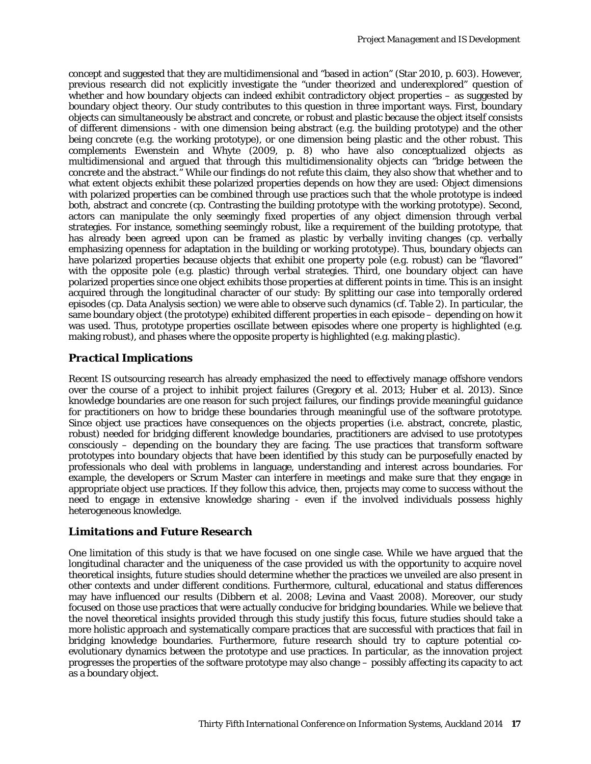concept and suggested that they are multidimensional and "based in action" (Star 2010, p. 603). However, previous research did not explicitly investigate the "under theorized and underexplored" question of whether and how boundary objects can indeed exhibit contradictory object properties – as suggested by boundary object theory. Our study contributes to this question in three important ways. First, boundary objects can simultaneously be abstract and concrete, or robust and plastic because the object itself consists of different dimensions - with one dimension being abstract (e.g. the building prototype) and the other being concrete (e.g. the working prototype), or one dimension being plastic and the other robust. This complements Ewenstein and Whyte (2009, p. 8) who have also conceptualized objects as multidimensional and argued that through this multidimensionality objects can "bridge between the concrete and the abstract." While our findings do not refute this claim, they also show that whether and to what extent objects exhibit these polarized properties depends on how they are used: Object dimensions with polarized properties can be combined through use practices such that the whole prototype is indeed both, abstract and concrete (cp. Contrasting the building prototype with the working prototype). Second, actors can manipulate the only seemingly fixed properties of any object dimension through verbal strategies. For instance, something seemingly robust, like a requirement of the building prototype, that has already been agreed upon can be framed as plastic by verbally inviting changes (cp. verbally emphasizing openness for adaptation in the building or working prototype). Thus, boundary objects can have polarized properties because objects that exhibit one property pole (e.g. robust) can be "flavored" with the opposite pole (e.g. plastic) through verbal strategies. Third, one boundary object can have polarized properties since one object exhibits those properties at different points in time. This is an insight acquired through the longitudinal character of our study: By splitting our case into temporally ordered episodes (cp. Data Analysis section) we were able to observe such dynamics (cf. Table 2). In particular, the same boundary object (the prototype) exhibited different properties in each episode – depending on how it was used. Thus, prototype properties oscillate between episodes where one property is highlighted (e.g. making robust), and phases where the opposite property is highlighted (e.g. making plastic).

### *Practical Implications*

Recent IS outsourcing research has already emphasized the need to effectively manage offshore vendors over the course of a project to inhibit project failures (Gregory et al. 2013; Huber et al. 2013). Since knowledge boundaries are one reason for such project failures, our findings provide meaningful guidance for practitioners on how to bridge these boundaries through meaningful use of the software prototype. Since object use practices have consequences on the objects properties (i.e. abstract, concrete, plastic, robust) needed for bridging different knowledge boundaries, practitioners are advised to use prototypes consciously – depending on the boundary they are facing. The use practices that transform software prototypes into boundary objects that have been identified by this study can be purposefully enacted by professionals who deal with problems in language, understanding and interest across boundaries. For example, the developers or Scrum Master can interfere in meetings and make sure that they engage in appropriate object use practices. If they follow this advice, then, projects may come to success without the need to engage in extensive knowledge sharing - even if the involved individuals possess highly heterogeneous knowledge.

### *Limitations and Future Research*

One limitation of this study is that we have focused on one single case. While we have argued that the longitudinal character and the uniqueness of the case provided us with the opportunity to acquire novel theoretical insights, future studies should determine whether the practices we unveiled are also present in other contexts and under different conditions. Furthermore, cultural, educational and status differences may have influenced our results (Dibbern et al. 2008; Levina and Vaast 2008). Moreover, our study focused on those use practices that were actually conducive for bridging boundaries. While we believe that the novel theoretical insights provided through this study justify this focus, future studies should take a more holistic approach and systematically compare practices that are successful with practices that fail in bridging knowledge boundaries. Furthermore, future research should try to capture potential co-evolutionary dynamics between the prototype and use practices. In particular, as the innovation project progresses the properties of the software prototype may also change – possibly affecting its capacity to act as a boundary object.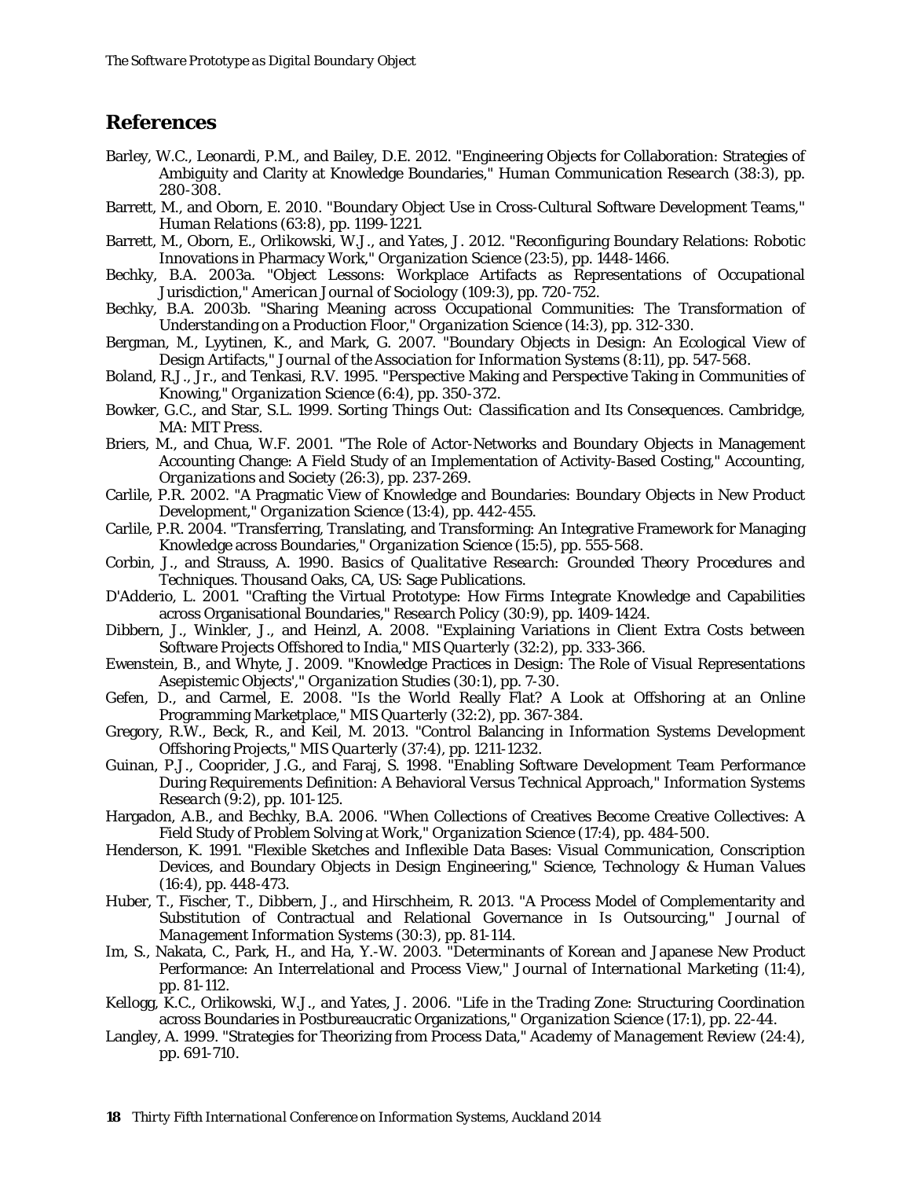## References

Barley, W.C., Leonardi, P.M., and Bailey, D.E. 2012. "Engineering Objects for Collaboration: Strategies of Ambiguity and Clarity at Knowledge Boundaries," *Human Communication Research* (38:3), pp. 280-308.

Barrett, M., and Oborn, E. 2010. "Boundary Object Use in Cross-Cultural Software Development Teams," *Human Relations* (63:8), pp. 1199-1221.

Barrett, M., Oborn, E., Orlikowski, W.J., and Yates, J. 2012. "Reconfiguring Boundary Relations: Robotic Innovations in Pharmacy Work," *Organization Science* (23:5), pp. 1448-1466.

Bechky, B.A. 2003a. "Object Lessons: Workplace Artifacts as Representations of Occupational Jurisdiction," *American Journal of Sociology* (109:3), pp. 720-752.

Bechky, B.A. 2003b. "Sharing Meaning across Occupational Communities: The Transformation of Understanding on a Production Floor," *Organization Science* (14:3), pp. 312-330.

Bergman, M., Lyytinen, K., and Mark, G. 2007. "Boundary Objects in Design: An Ecological View of Design Artifacts," *Journal of the Association for Information Systems* (8:11), pp. 547-568.

Boland, R.J., Jr., and Tenkasi, R.V. 1995. "Perspective Making and Perspective Taking in Communities of Knowing," *Organization Science* (6:4), pp. 350-372.

Bowker, G.C., and Star, S.L. 1999. *Sorting Things Out: Classification and Its Consequences*. Cambridge, MA: MIT Press.

Briers, M., and Chua, W.F. 2001. "The Role of Actor-Networks and Boundary Objects in Management Accounting Change: A Field Study of an Implementation of Activity-Based Costing," *Accounting, Organizations and Society* (26:3), pp. 237-269.

Carlile, P.R. 2002. "A Pragmatic View of Knowledge and Boundaries: Boundary Objects in New Product Development," *Organization Science* (13:4), pp. 442-455.

Carlile, P.R. 2004. "Transferring, Translating, and Transforming: An Integrative Framework for Managing Knowledge across Boundaries," *Organization Science* (15:5), pp. 555-568.

Corbin, J., and Strauss, A. 1990. *Basics of Qualitative Research: Grounded Theory Procedures and Techniques*. Thousand Oaks, CA, US: Sage Publications.

D'Adderio, L. 2001. "Crafting the Virtual Prototype: How Firms Integrate Knowledge and Capabilities across Organisational Boundaries," *Research Policy* (30:9), pp. 1409-1424.

Dibbern, J., Winkler, J., and Heinzl, A. 2008. "Explaining Variations in Client Extra Costs between Software Projects Offshored to India," *MIS Quarterly* (32:2), pp. 333-366.

Ewenstein, B., and Whyte, J. 2009. "Knowledge Practices in Design: The Role of Visual Representations Asepistemic Objects'," *Organization Studies* (30:1), pp. 7-30.

Gefen, D., and Carmel, E. 2008. "Is the World Really Flat? A Look at Offshoring at an Online Programming Marketplace," *MIS Quarterly* (32:2), pp. 367-384.

Gregory, R.W., Beck, R., and Keil, M. 2013. "Control Balancing in Information Systems Development Offshoring Projects," *MIS Quarterly* (37:4), pp. 1211-1232.

Guinan, P.J., Cooprider, J.G., and Faraj, S. 1998. "Enabling Software Development Team Performance During Requirements Definition: A Behavioral Versus Technical Approach," *Information Systems Research* (9:2), pp. 101-125.

Hargadon, A.B., and Bechky, B.A. 2006. "When Collections of Creatives Become Creative Collectives: A Field Study of Problem Solving at Work," *Organization Science* (17:4), pp. 484-500.

Henderson, K. 1991. "Flexible Sketches and Inflexible Data Bases: Visual Communication, Conscription Devices, and Boundary Objects in Design Engineering," *Science, Technology & Human Values* (16:4), pp. 448-473.

Huber, T., Fischer, T., Dibbern, J., and Hirschheim, R. 2013. "A Process Model of Complementarity and Substitution of Contractual and Relational Governance in Is Outsourcing," *Journal of Management Information Systems* (30:3), pp. 81-114.

Im, S., Nakata, C., Park, H., and Ha, Y.-W. 2003. "Determinants of Korean and Japanese New Product Performance: An Interrelational and Process View," *Journal of International Marketing* (11:4), pp. 81-112.

Kellogg, K.C., Orlikowski, W.J., and Yates, J. 2006. "Life in the Trading Zone: Structuring Coordination across Boundaries in Postbureaucratic Organizations," *Organization Science* (17:1), pp. 22-44.

Langley, A. 1999. "Strategies for Theorizing from Process Data," *Academy of Management Review* (24:4), pp. 691-710.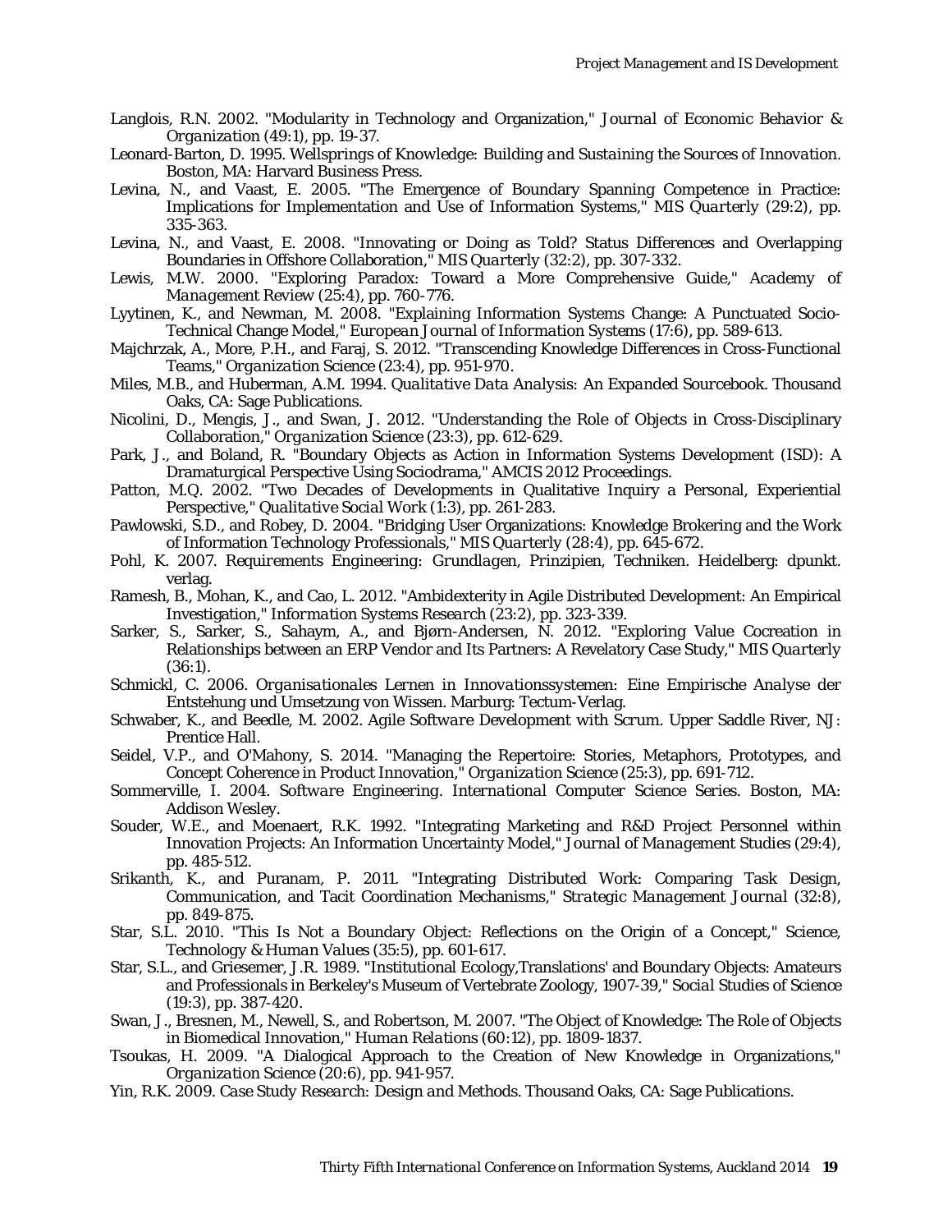Langlois, R.N. 2002. "Modularity in Technology and Organization," *Journal of Economic Behavior & Organization* (49:1), pp. 19-37.

Leonard-Barton, D. 1995. *Wellsprings of Knowledge: Building and Sustaining the Sources of Innovation*. Boston, MA: Harvard Business Press.

Levina, N., and Vaast, E. 2005. "The Emergence of Boundary Spanning Competence in Practice: Implications for Implementation and Use of Information Systems," *MIS Quarterly* (29:2), pp. 335-363.

Levina, N., and Vaast, E. 2008. "Innovating or Doing as Told? Status Differences and Overlapping Boundaries in Offshore Collaboration," *MIS Quarterly* (32:2), pp. 307-332.

Lewis, M.W. 2000. "Exploring Paradox: Toward a More Comprehensive Guide," *Academy of Management Review* (25:4), pp. 760-776.

Lyytinen, K., and Newman, M. 2008. "Explaining Information Systems Change: A Punctuated Socio-Technical Change Model," *European Journal of Information Systems* (17:6), pp. 589-613.

Majchrzak, A., More, P.H., and Faraj, S. 2012. "Transcending Knowledge Differences in Cross-Functional Teams," *Organization Science* (23:4), pp. 951-970.

Miles, M.B., and Huberman, A.M. 1994. *Qualitative Data Analysis: An Expanded Sourcebook*. Thousand Oaks, CA: Sage Publications.

Nicolini, D., Mengis, J., and Swan, J. 2012. "Understanding the Role of Objects in Cross-Disciplinary Collaboration," *Organization Science* (23:3), pp. 612-629.

Park, J., and Boland, R. "Boundary Objects as Action in Information Systems Development (ISD): A Dramaturgical Perspective Using Sociodrama," *AMCIS 2012 Proceedings*.

Patton, M.Q. 2002. "Two Decades of Developments in Qualitative Inquiry a Personal, Experiential Perspective," *Qualitative Social Work* (1:3), pp. 261-283.

Pawlowski, S.D., and Robey, D. 2004. "Bridging User Organizations: Knowledge Brokering and the Work of Information Technology Professionals," *MIS Quarterly* (28:4), pp. 645-672.

Pohl, K. 2007. *Requirements Engineering: Grundlagen, Prinzipien, Techniken*. Heidelberg: dpunkt. verlag.

Ramesh, B., Mohan, K., and Cao, L. 2012. "Ambidexterity in Agile Distributed Development: An Empirical Investigation," *Information Systems Research* (23:2), pp. 323-339.

Sarker, S., Sarker, S., Sahaym, A., and Bjørn-Andersen, N. 2012. "Exploring Value Cocreation in Relationships between an ERP Vendor and Its Partners: A Revelatory Case Study," *MIS Quarterly* (36:1).

Schmickl, C. 2006. *Organisationales Lernen in Innovationssystemen: Eine Empirische Analyse der Entstehung und Umsetzung von Wissen*. Marburg: Tectum-Verlag.

Schwaber, K., and Beedle, M. 2002. *Agile Software Development with Scrum*. Upper Saddle River, NJ: Prentice Hall.

Seidel, V.P., and O'Mahony, S. 2014. "Managing the Repertoire: Stories, Metaphors, Prototypes, and Concept Coherence in Product Innovation," *Organization Science* (25:3), pp. 691-712.

Sommerville, I. 2004. *Software Engineering. International Computer Science Series*. Boston, MA: Addison Wesley.

Souder, W.E., and Moenaert, R.K. 1992. "Integrating Marketing and R&D Project Personnel within Innovation Projects: An Information Uncertainty Model," *Journal of Management Studies* (29:4), pp. 485-512.

Srikanth, K., and Puranam, P. 2011. "Integrating Distributed Work: Comparing Task Design, Communication, and Tacit Coordination Mechanisms," *Strategic Management Journal* (32:8), pp. 849-875.

Star, S.L. 2010. "This Is Not a Boundary Object: Reflections on the Origin of a Concept," *Science, Technology & Human Values* (35:5), pp. 601-617.

Star, S.L., and Griesemer, J.R. 1989. "Institutional Ecology,Translations' and Boundary Objects: Amateurs and Professionals in Berkeley's Museum of Vertebrate Zoology, 1907-39," *Social Studies of Science* (19:3), pp. 387-420.

Swan, J., Bresnen, M., Newell, S., and Robertson, M. 2007. "The Object of Knowledge: The Role of Objects in Biomedical Innovation," *Human Relations* (60:12), pp. 1809-1837.

Tsoukas, H. 2009. "A Dialogical Approach to the Creation of New Knowledge in Organizations," *Organization Science* (20:6), pp. 941-957.

Yin, R.K. 2009. *Case Study Research: Design and Methods*. Thousand Oaks, CA: Sage Publications.